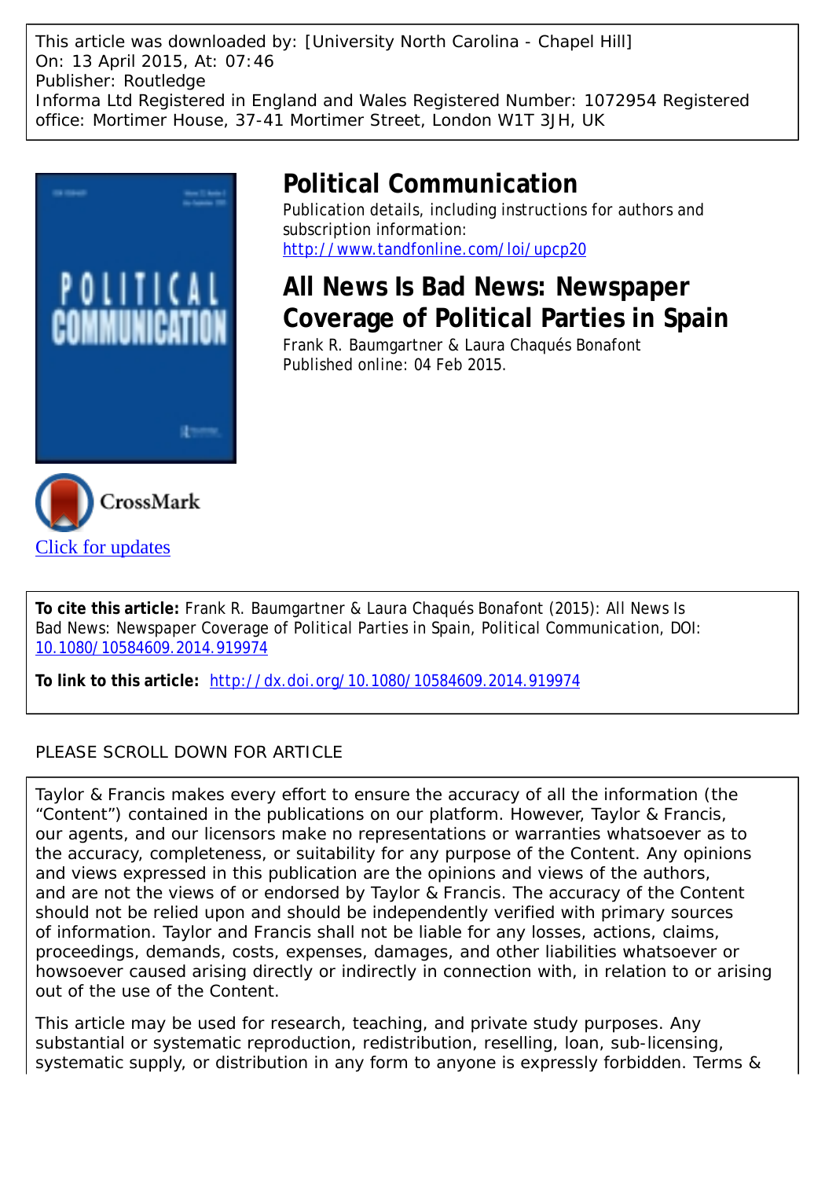This article was downloaded by: [University North Carolina - Chapel Hill]
On: 13 April 2015, At: 07:46
Publisher: Routledge
Informa Ltd Registered in England and Wales Registered Number: 1072954 Registered office: Mortimer House, 37-41 Mortimer Street, London W1T 3JH, UK

# Political Communication

Publication details, including instructions for authors and subscription information:
http://www.tandfonline.com/loi/upcp20

## All News Is Bad News: Newspaper Coverage of Political Parties in Spain

Frank R. Baumgartner & Laura Chaqués Bonafont

Published online: 04 Feb 2015.

Click for updates

**To cite this article:** Frank R. Baumgartner & Laura Chaqués Bonafont (2015): All News Is Bad News: Newspaper Coverage of Political Parties in Spain, Political Communication, DOI: 10.1080/10584609.2014.919974

**To link to this article:** http://dx.doi.org/10.1080/10584609.2014.919974

PLEASE SCROLL DOWN FOR ARTICLE

Taylor & Francis makes every effort to ensure the accuracy of all the information (the "Content") contained in the publications on our platform. However, Taylor & Francis, our agents, and our licensors make no representations or warranties whatsoever as to the accuracy, completeness, or suitability for any purpose of the Content. Any opinions and views expressed in this publication are the opinions and views of the authors, and are not the views of or endorsed by Taylor & Francis. The accuracy of the Content should not be relied upon and should be independently verified with primary sources of information. Taylor and Francis shall not be liable for any losses, actions, claims, proceedings, demands, costs, expenses, damages, and other liabilities whatsoever or howsoever caused arising directly or indirectly in connection with, in relation to or arising out of the use of the Content.

This article may be used for research, teaching, and private study purposes. Any substantial or systematic reproduction, redistribution, reselling, loan, sub-licensing, systematic supply, or distribution in any form to anyone is expressly forbidden. Terms &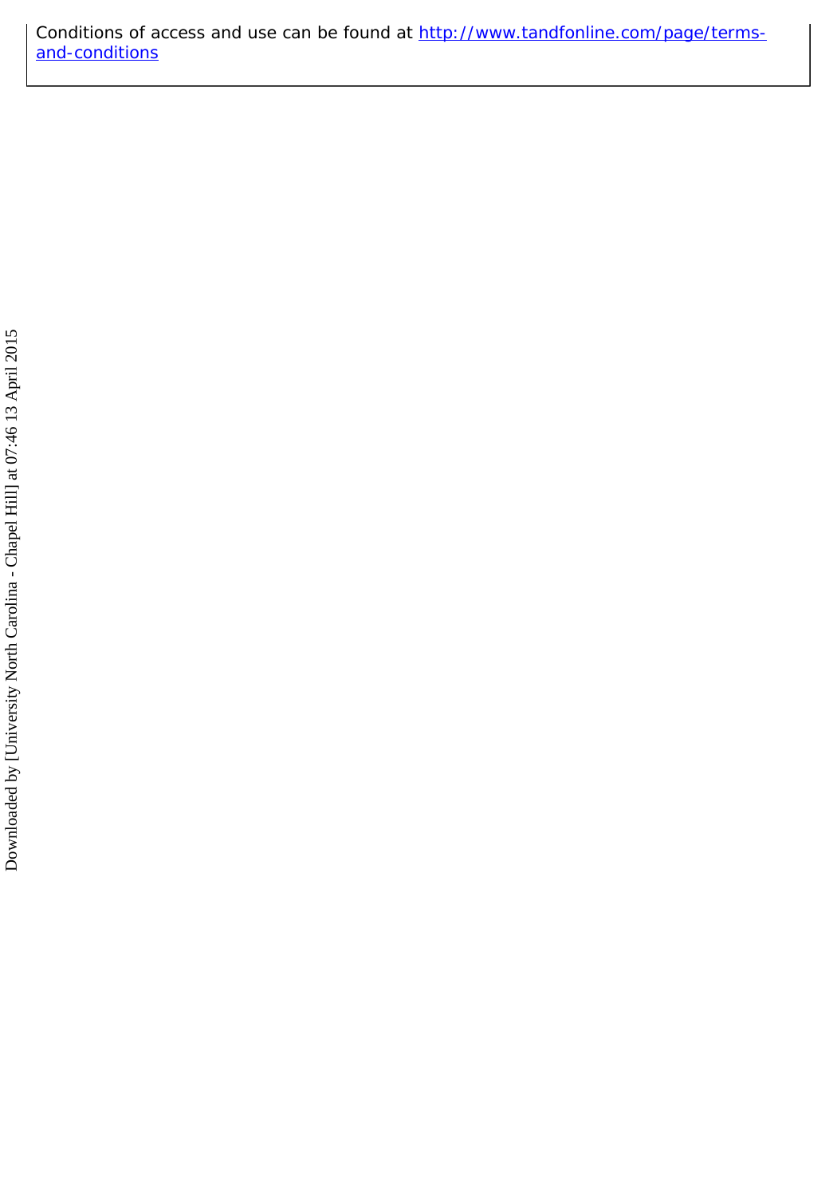Conditions of access and use can be found at http://www.tandfonline.com/page/terms-and-conditions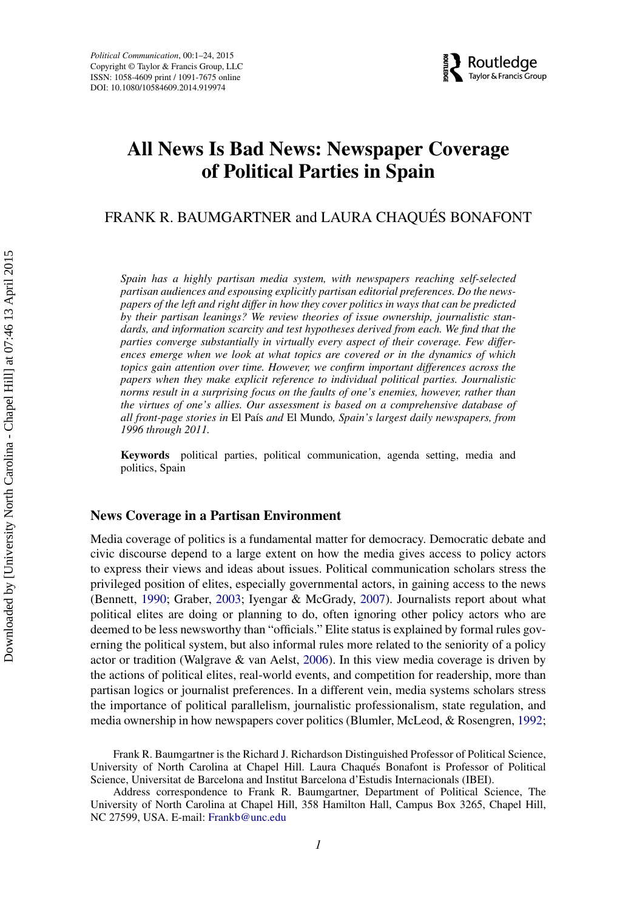# All News Is Bad News: Newspaper Coverage of Political Parties in Spain

FRANK R. BAUMGARTNER and LAURA CHAQUÉS BONAFONT

*Spain has a highly partisan media system, with newspapers reaching self-selected partisan audiences and espousing explicitly partisan editorial preferences. Do the newspapers of the left and right differ in how they cover politics in ways that can be predicted by their partisan leanings? We review theories of issue ownership, journalistic standards, and information scarcity and test hypotheses derived from each. We find that the parties converge substantially in virtually every aspect of their coverage. Few differences emerge when we look at what topics are covered or in the dynamics of which topics gain attention over time. However, we confirm important differences across the papers when they make explicit reference to individual political parties. Journalistic norms result in a surprising focus on the faults of one's enemies, however, rather than the virtues of one's allies. Our assessment is based on a comprehensive database of all front-page stories in* El País *and* El Mundo*, Spain's largest daily newspapers, from 1996 through 2011.*

**Keywords** political parties, political communication, agenda setting, media and politics, Spain

## News Coverage in a Partisan Environment

Media coverage of politics is a fundamental matter for democracy. Democratic debate and civic discourse depend to a large extent on how the media gives access to policy actors to express their views and ideas about issues. Political communication scholars stress the privileged position of elites, especially governmental actors, in gaining access to the news (Bennett, 1990; Graber, 2003; Iyengar & McGrady, 2007). Journalists report about what political elites are doing or planning to do, often ignoring other policy actors who are deemed to be less newsworthy than "officials." Elite status is explained by formal rules governing the political system, but also informal rules more related to the seniority of a policy actor or tradition (Walgrave & van Aelst, 2006). In this view media coverage is driven by the actions of political elites, real-world events, and competition for readership, more than partisan logics or journalist preferences. In a different vein, media systems scholars stress the importance of political parallelism, journalistic professionalism, state regulation, and media ownership in how newspapers cover politics (Blumler, McLeod, & Rosengren, 1992;

Frank R. Baumgartner is the Richard J. Richardson Distinguished Professor of Political Science, University of North Carolina at Chapel Hill. Laura Chaqués Bonafont is Professor of Political Science, Universitat de Barcelona and Institut Barcelona d'Estudis Internacionals (IBEI).

Address correspondence to Frank R. Baumgartner, Department of Political Science, The University of North Carolina at Chapel Hill, 358 Hamilton Hall, Campus Box 3265, Chapel Hill, NC 27599, USA. E-mail: Frankb@unc.edu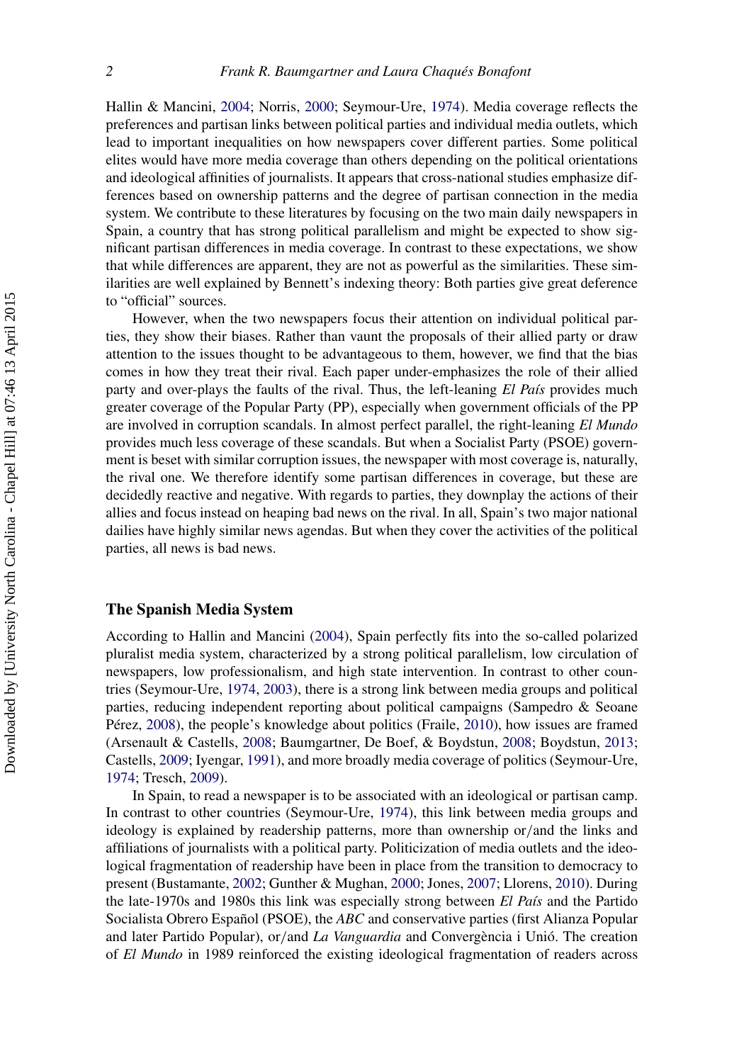Hallin & Mancini, 2004; Norris, 2000; Seymour-Ure, 1974). Media coverage reflects the preferences and partisan links between political parties and individual media outlets, which lead to important inequalities on how newspapers cover different parties. Some political elites would have more media coverage than others depending on the political orientations and ideological affinities of journalists. It appears that cross-national studies emphasize differences based on ownership patterns and the degree of partisan connection in the media system. We contribute to these literatures by focusing on the two main daily newspapers in Spain, a country that has strong political parallelism and might be expected to show significant partisan differences in media coverage. In contrast to these expectations, we show that while differences are apparent, they are not as powerful as the similarities. These similarities are well explained by Bennett's indexing theory: Both parties give great deference to "official" sources.

However, when the two newspapers focus their attention on individual political parties, they show their biases. Rather than vaunt the proposals of their allied party or draw attention to the issues thought to be advantageous to them, however, we find that the bias comes in how they treat their rival. Each paper under-emphasizes the role of their allied party and over-plays the faults of the rival. Thus, the left-leaning *El País* provides much greater coverage of the Popular Party (PP), especially when government officials of the PP are involved in corruption scandals. In almost perfect parallel, the right-leaning *El Mundo* provides much less coverage of these scandals. But when a Socialist Party (PSOE) government is beset with similar corruption issues, the newspaper with most coverage is, naturally, the rival one. We therefore identify some partisan differences in coverage, but these are decidedly reactive and negative. With regards to parties, they downplay the actions of their allies and focus instead on heaping bad news on the rival. In all, Spain's two major national dailies have highly similar news agendas. But when they cover the activities of the political parties, all news is bad news.

## The Spanish Media System

According to Hallin and Mancini (2004), Spain perfectly fits into the so-called polarized pluralist media system, characterized by a strong political parallelism, low circulation of newspapers, low professionalism, and high state intervention. In contrast to other countries (Seymour-Ure, 1974, 2003), there is a strong link between media groups and political parties, reducing independent reporting about political campaigns (Sampedro & Seoane Pérez, 2008), the people's knowledge about politics (Fraile, 2010), how issues are framed (Arsenault & Castells, 2008; Baumgartner, De Boef, & Boydstun, 2008; Boydstun, 2013; Castells, 2009; Iyengar, 1991), and more broadly media coverage of politics (Seymour-Ure, 1974; Tresch, 2009).

In Spain, to read a newspaper is to be associated with an ideological or partisan camp. In contrast to other countries (Seymour-Ure, 1974), this link between media groups and ideology is explained by readership patterns, more than ownership or/and the links and affiliations of journalists with a political party. Politicization of media outlets and the ideological fragmentation of readership have been in place from the transition to democracy to present (Bustamante, 2002; Gunther & Mughan, 2000; Jones, 2007; Llorens, 2010). During the late-1970s and 1980s this link was especially strong between *El País* and the Partido Socialista Obrero Español (PSOE), the *ABC* and conservative parties (first Alianza Popular and later Partido Popular), or/and *La Vanguardia* and Convergència i Unió. The creation of *El Mundo* in 1989 reinforced the existing ideological fragmentation of readers across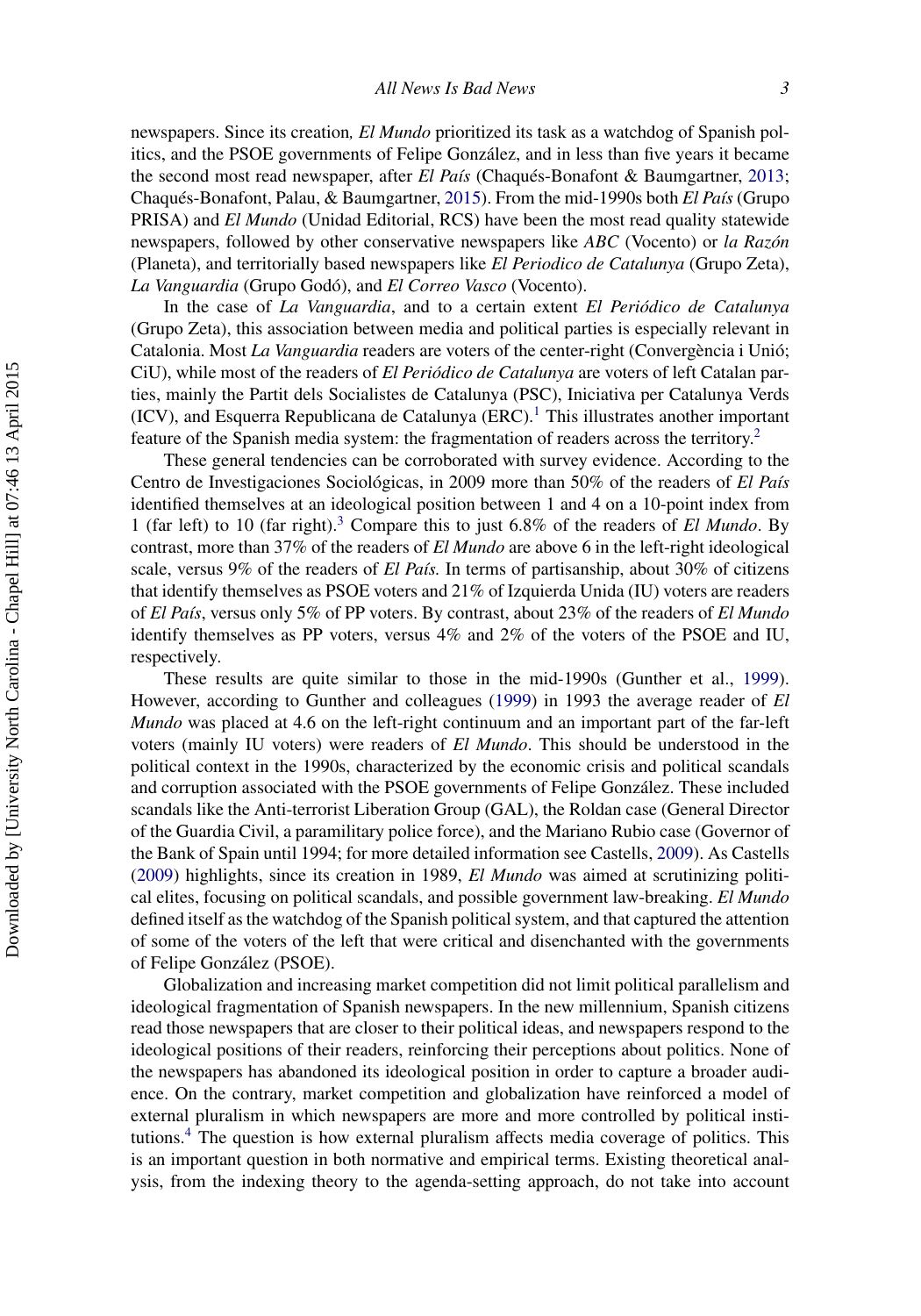newspapers. Since its creation*, El Mundo* prioritized its task as a watchdog of Spanish politics, and the PSOE governments of Felipe González, and in less than five years it became the second most read newspaper, after *El País* (Chaqués-Bonafont & Baumgartner, 2013; Chaqués-Bonafont, Palau, & Baumgartner, 2015). From the mid-1990s both *El País* (Grupo PRISA) and *El Mundo* (Unidad Editorial, RCS) have been the most read quality statewide newspapers, followed by other conservative newspapers like *ABC* (Vocento) or *la Razón* (Planeta), and territorially based newspapers like *El Periodico de Catalunya* (Grupo Zeta), *La Vanguardia* (Grupo Godó), and *El Correo Vasco* (Vocento).

In the case of *La Vanguardia*, and to a certain extent *El Periódico de Catalunya* (Grupo Zeta), this association between media and political parties is especially relevant in Catalonia. Most *La Vanguardia* readers are voters of the center-right (Convergència i Unió; CiU), while most of the readers of *El Periódico de Catalunya* are voters of left Catalan parties, mainly the Partit dels Socialistes de Catalunya (PSC), Iniciativa per Catalunya Verds (ICV), and Esquerra Republicana de Catalunya (ERC).[1] This illustrates another important feature of the Spanish media system: the fragmentation of readers across the territory.[2]

These general tendencies can be corroborated with survey evidence. According to the Centro de Investigaciones Sociológicas, in 2009 more than 50% of the readers of *El País* identified themselves at an ideological position between 1 and 4 on a 10-point index from 1 (far left) to 10 (far right).[3] Compare this to just 6.8% of the readers of *El Mundo*. By contrast, more than 37% of the readers of *El Mundo* are above 6 in the left-right ideological scale, versus 9% of the readers of *El País.* In terms of partisanship, about 30% of citizens that identify themselves as PSOE voters and 21% of Izquierda Unida (IU) voters are readers of *El País*, versus only 5% of PP voters. By contrast, about 23% of the readers of *El Mundo* identify themselves as PP voters, versus 4% and 2% of the voters of the PSOE and IU, respectively.

These results are quite similar to those in the mid-1990s (Gunther et al., 1999). However, according to Gunther and colleagues (1999) in 1993 the average reader of *El Mundo* was placed at 4.6 on the left-right continuum and an important part of the far-left voters (mainly IU voters) were readers of *El Mundo*. This should be understood in the political context in the 1990s, characterized by the economic crisis and political scandals and corruption associated with the PSOE governments of Felipe González. These included scandals like the Anti-terrorist Liberation Group (GAL), the Roldan case (General Director of the Guardia Civil, a paramilitary police force), and the Mariano Rubio case (Governor of the Bank of Spain until 1994; for more detailed information see Castells, 2009). As Castells (2009) highlights, since its creation in 1989, *El Mundo* was aimed at scrutinizing political elites, focusing on political scandals, and possible government law-breaking. *El Mundo* defined itself as the watchdog of the Spanish political system, and that captured the attention of some of the voters of the left that were critical and disenchanted with the governments of Felipe González (PSOE).

Globalization and increasing market competition did not limit political parallelism and ideological fragmentation of Spanish newspapers. In the new millennium, Spanish citizens read those newspapers that are closer to their political ideas, and newspapers respond to the ideological positions of their readers, reinforcing their perceptions about politics. None of the newspapers has abandoned its ideological position in order to capture a broader audience. On the contrary, market competition and globalization have reinforced a model of external pluralism in which newspapers are more and more controlled by political institutions.[4] The question is how external pluralism affects media coverage of politics. This is an important question in both normative and empirical terms. Existing theoretical analysis, from the indexing theory to the agenda-setting approach, do not take into account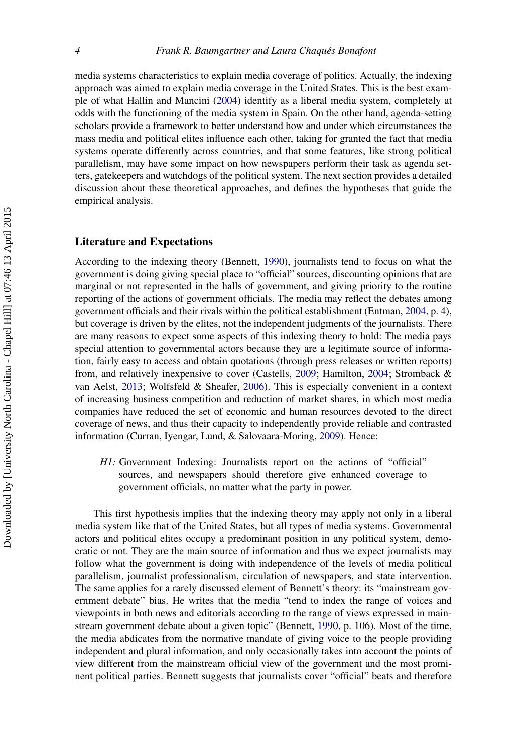media systems characteristics to explain media coverage of politics. Actually, the indexing approach was aimed to explain media coverage in the United States. This is the best example of what Hallin and Mancini (2004) identify as a liberal media system, completely at odds with the functioning of the media system in Spain. On the other hand, agenda-setting scholars provide a framework to better understand how and under which circumstances the mass media and political elites influence each other, taking for granted the fact that media systems operate differently across countries, and that some features, like strong political parallelism, may have some impact on how newspapers perform their task as agenda setters, gatekeepers and watchdogs of the political system. The next section provides a detailed discussion about these theoretical approaches, and defines the hypotheses that guide the empirical analysis.

## Literature and Expectations

According to the indexing theory (Bennett, 1990), journalists tend to focus on what the government is doing giving special place to "official" sources, discounting opinions that are marginal or not represented in the halls of government, and giving priority to the routine reporting of the actions of government officials. The media may reflect the debates among government officials and their rivals within the political establishment (Entman, 2004, p. 4), but coverage is driven by the elites, not the independent judgments of the journalists. There are many reasons to expect some aspects of this indexing theory to hold: The media pays special attention to governmental actors because they are a legitimate source of information, fairly easy to access and obtain quotations (through press releases or written reports) from, and relatively inexpensive to cover (Castells, 2009; Hamilton, 2004; Stromback & van Aelst, 2013; Wolfsfeld & Sheafer, 2006). This is especially convenient in a context of increasing business competition and reduction of market shares, in which most media companies have reduced the set of economic and human resources devoted to the direct coverage of news, and thus their capacity to independently provide reliable and contrasted information (Curran, Iyengar, Lund, & Salovaara-Moring, 2009). Hence:

> *H1:* Government Indexing: Journalists report on the actions of "official" sources, and newspapers should therefore give enhanced coverage to government officials, no matter what the party in power.

This first hypothesis implies that the indexing theory may apply not only in a liberal media system like that of the United States, but all types of media systems. Governmental actors and political elites occupy a predominant position in any political system, democratic or not. They are the main source of information and thus we expect journalists may follow what the government is doing with independence of the levels of media political parallelism, journalist professionalism, circulation of newspapers, and state intervention. The same applies for a rarely discussed element of Bennett's theory: its "mainstream government debate" bias. He writes that the media "tend to index the range of voices and viewpoints in both news and editorials according to the range of views expressed in mainstream government debate about a given topic" (Bennett, 1990, p. 106). Most of the time, the media abdicates from the normative mandate of giving voice to the people providing independent and plural information, and only occasionally takes into account the points of view different from the mainstream official view of the government and the most prominent political parties. Bennett suggests that journalists cover "official" beats and therefore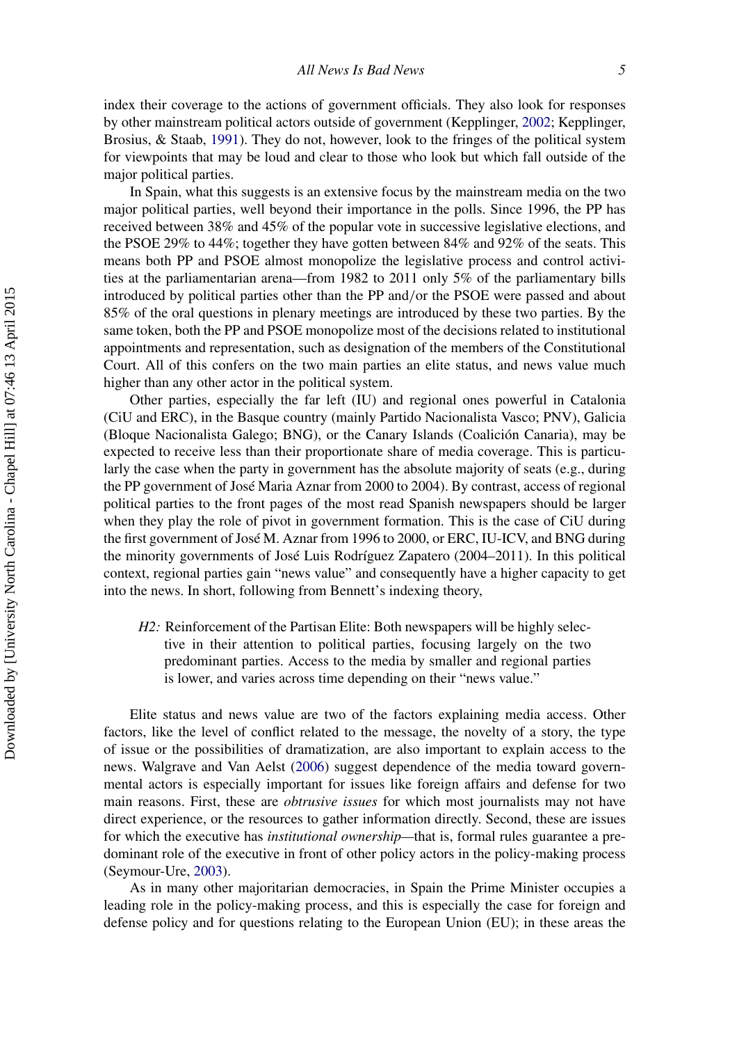index their coverage to the actions of government officials. They also look for responses by other mainstream political actors outside of government (Kepplinger, 2002; Kepplinger, Brosius, & Staab, 1991). They do not, however, look to the fringes of the political system for viewpoints that may be loud and clear to those who look but which fall outside of the major political parties.

In Spain, what this suggests is an extensive focus by the mainstream media on the two major political parties, well beyond their importance in the polls. Since 1996, the PP has received between 38% and 45% of the popular vote in successive legislative elections, and the PSOE 29% to 44%; together they have gotten between 84% and 92% of the seats. This means both PP and PSOE almost monopolize the legislative process and control activities at the parliamentarian arena—from 1982 to 2011 only 5% of the parliamentary bills introduced by political parties other than the PP and/or the PSOE were passed and about 85% of the oral questions in plenary meetings are introduced by these two parties. By the same token, both the PP and PSOE monopolize most of the decisions related to institutional appointments and representation, such as designation of the members of the Constitutional Court. All of this confers on the two main parties an elite status, and news value much higher than any other actor in the political system.

Other parties, especially the far left (IU) and regional ones powerful in Catalonia (CiU and ERC), in the Basque country (mainly Partido Nacionalista Vasco; PNV), Galicia (Bloque Nacionalista Galego; BNG), or the Canary Islands (Coalición Canaria), may be expected to receive less than their proportionate share of media coverage. This is particularly the case when the party in government has the absolute majority of seats (e.g., during the PP government of José Maria Aznar from 2000 to 2004). By contrast, access of regional political parties to the front pages of the most read Spanish newspapers should be larger when they play the role of pivot in government formation. This is the case of CiU during the first government of José M. Aznar from 1996 to 2000, or ERC, IU-ICV, and BNG during the minority governments of José Luis Rodríguez Zapatero (2004–2011). In this political context, regional parties gain "news value" and consequently have a higher capacity to get into the news. In short, following from Bennett's indexing theory,

> *H2:* Reinforcement of the Partisan Elite: Both newspapers will be highly selective in their attention to political parties, focusing largely on the two predominant parties. Access to the media by smaller and regional parties is lower, and varies across time depending on their "news value."

Elite status and news value are two of the factors explaining media access. Other factors, like the level of conflict related to the message, the novelty of a story, the type of issue or the possibilities of dramatization, are also important to explain access to the news. Walgrave and Van Aelst (2006) suggest dependence of the media toward governmental actors is especially important for issues like foreign affairs and defense for two main reasons. First, these are *obtrusive issues* for which most journalists may not have direct experience, or the resources to gather information directly. Second, these are issues for which the executive has *institutional ownership*—that is, formal rules guarantee a predominant role of the executive in front of other policy actors in the policy-making process (Seymour-Ure, 2003).

As in many other majoritarian democracies, in Spain the Prime Minister occupies a leading role in the policy-making process, and this is especially the case for foreign and defense policy and for questions relating to the European Union (EU); in these areas the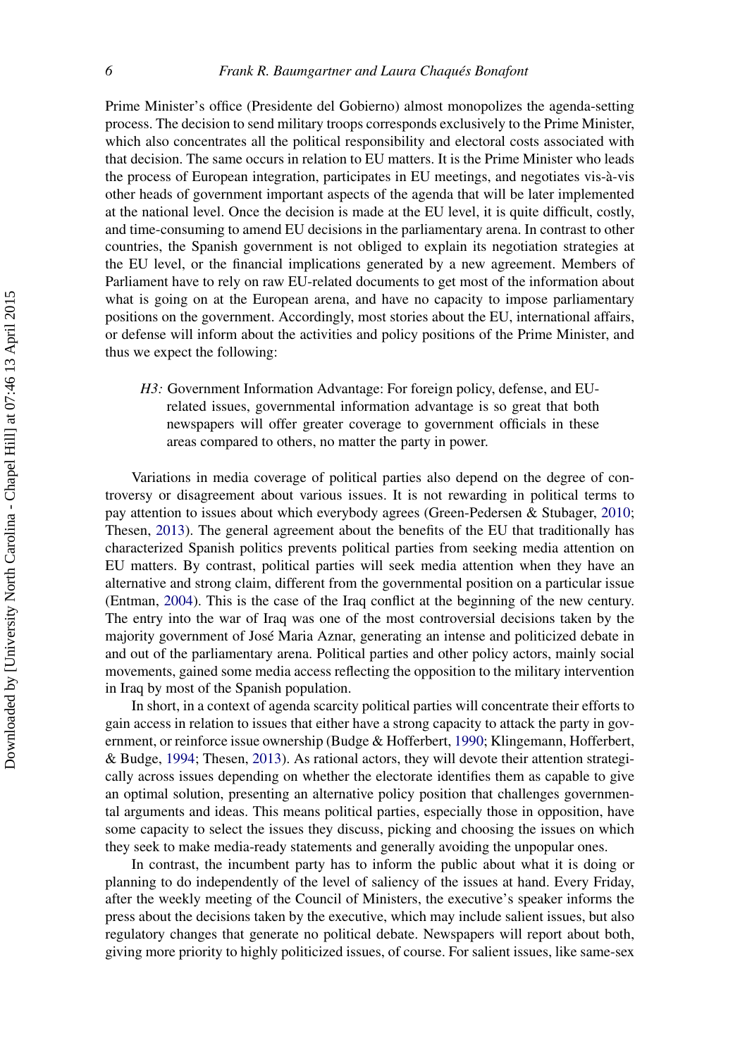Prime Minister's office (Presidente del Gobierno) almost monopolizes the agenda-setting process. The decision to send military troops corresponds exclusively to the Prime Minister, which also concentrates all the political responsibility and electoral costs associated with that decision. The same occurs in relation to EU matters. It is the Prime Minister who leads the process of European integration, participates in EU meetings, and negotiates vis-à-vis other heads of government important aspects of the agenda that will be later implemented at the national level. Once the decision is made at the EU level, it is quite difficult, costly, and time-consuming to amend EU decisions in the parliamentary arena. In contrast to other countries, the Spanish government is not obliged to explain its negotiation strategies at the EU level, or the financial implications generated by a new agreement. Members of Parliament have to rely on raw EU-related documents to get most of the information about what is going on at the European arena, and have no capacity to impose parliamentary positions on the government. Accordingly, most stories about the EU, international affairs, or defense will inform about the activities and policy positions of the Prime Minister, and thus we expect the following:

> *H3:* Government Information Advantage: For foreign policy, defense, and EU-related issues, governmental information advantage is so great that both newspapers will offer greater coverage to government officials in these areas compared to others, no matter the party in power.

Variations in media coverage of political parties also depend on the degree of controversy or disagreement about various issues. It is not rewarding in political terms to pay attention to issues about which everybody agrees (Green-Pedersen & Stubager, 2010; Thesen, 2013). The general agreement about the benefits of the EU that traditionally has characterized Spanish politics prevents political parties from seeking media attention on EU matters. By contrast, political parties will seek media attention when they have an alternative and strong claim, different from the governmental position on a particular issue (Entman, 2004). This is the case of the Iraq conflict at the beginning of the new century. The entry into the war of Iraq was one of the most controversial decisions taken by the majority government of José Maria Aznar, generating an intense and politicized debate in and out of the parliamentary arena. Political parties and other policy actors, mainly social movements, gained some media access reflecting the opposition to the military intervention in Iraq by most of the Spanish population.

In short, in a context of agenda scarcity political parties will concentrate their efforts to gain access in relation to issues that either have a strong capacity to attack the party in government, or reinforce issue ownership (Budge & Hofferbert, 1990; Klingemann, Hofferbert, & Budge, 1994; Thesen, 2013). As rational actors, they will devote their attention strategically across issues depending on whether the electorate identifies them as capable to give an optimal solution, presenting an alternative policy position that challenges governmental arguments and ideas. This means political parties, especially those in opposition, have some capacity to select the issues they discuss, picking and choosing the issues on which they seek to make media-ready statements and generally avoiding the unpopular ones.

In contrast, the incumbent party has to inform the public about what it is doing or planning to do independently of the level of saliency of the issues at hand. Every Friday, after the weekly meeting of the Council of Ministers, the executive's speaker informs the press about the decisions taken by the executive, which may include salient issues, but also regulatory changes that generate no political debate. Newspapers will report about both, giving more priority to highly politicized issues, of course. For salient issues, like same-sex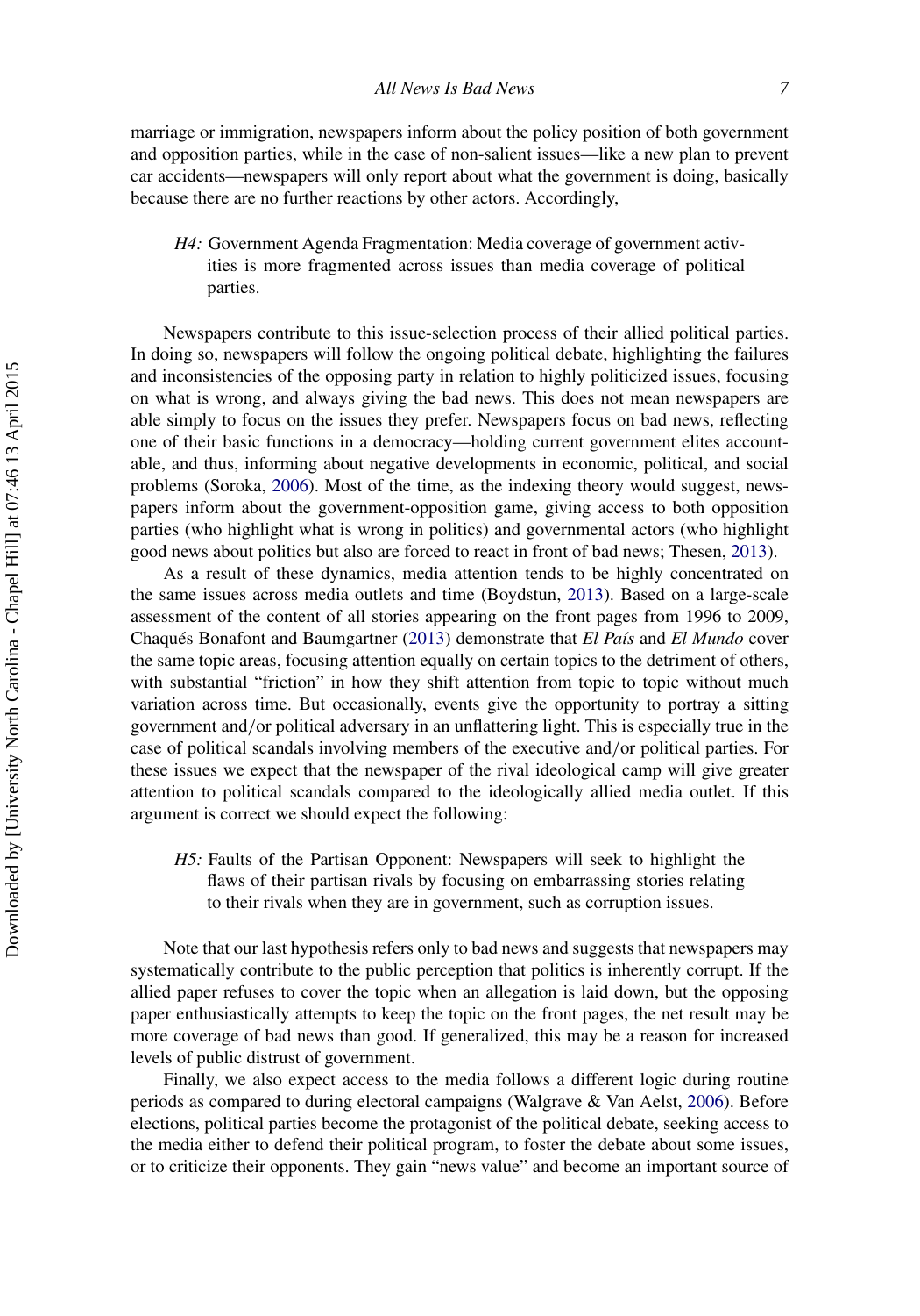marriage or immigration, newspapers inform about the policy position of both government and opposition parties, while in the case of non-salient issues—like a new plan to prevent car accidents—newspapers will only report about what the government is doing, basically because there are no further reactions by other actors. Accordingly,

> *H4:* Government Agenda Fragmentation: Media coverage of government activities is more fragmented across issues than media coverage of political parties.

Newspapers contribute to this issue-selection process of their allied political parties. In doing so, newspapers will follow the ongoing political debate, highlighting the failures and inconsistencies of the opposing party in relation to highly politicized issues, focusing on what is wrong, and always giving the bad news. This does not mean newspapers are able simply to focus on the issues they prefer. Newspapers focus on bad news, reflecting one of their basic functions in a democracy—holding current government elites accountable, and thus, informing about negative developments in economic, political, and social problems (Soroka, 2006). Most of the time, as the indexing theory would suggest, newspapers inform about the government-opposition game, giving access to both opposition parties (who highlight what is wrong in politics) and governmental actors (who highlight good news about politics but also are forced to react in front of bad news; Thesen, 2013).

As a result of these dynamics, media attention tends to be highly concentrated on the same issues across media outlets and time (Boydstun, 2013). Based on a large-scale assessment of the content of all stories appearing on the front pages from 1996 to 2009, Chaqués Bonafont and Baumgartner (2013) demonstrate that *El País* and *El Mundo* cover the same topic areas, focusing attention equally on certain topics to the detriment of others, with substantial "friction" in how they shift attention from topic to topic without much variation across time. But occasionally, events give the opportunity to portray a sitting government and/or political adversary in an unflattering light. This is especially true in the case of political scandals involving members of the executive and/or political parties. For these issues we expect that the newspaper of the rival ideological camp will give greater attention to political scandals compared to the ideologically allied media outlet. If this argument is correct we should expect the following:

> *H5:* Faults of the Partisan Opponent: Newspapers will seek to highlight the flaws of their partisan rivals by focusing on embarrassing stories relating to their rivals when they are in government, such as corruption issues.

Note that our last hypothesis refers only to bad news and suggests that newspapers may systematically contribute to the public perception that politics is inherently corrupt. If the allied paper refuses to cover the topic when an allegation is laid down, but the opposing paper enthusiastically attempts to keep the topic on the front pages, the net result may be more coverage of bad news than good. If generalized, this may be a reason for increased levels of public distrust of government.

Finally, we also expect access to the media follows a different logic during routine periods as compared to during electoral campaigns (Walgrave & Van Aelst, 2006). Before elections, political parties become the protagonist of the political debate, seeking access to the media either to defend their political program, to foster the debate about some issues, or to criticize their opponents. They gain "news value" and become an important source of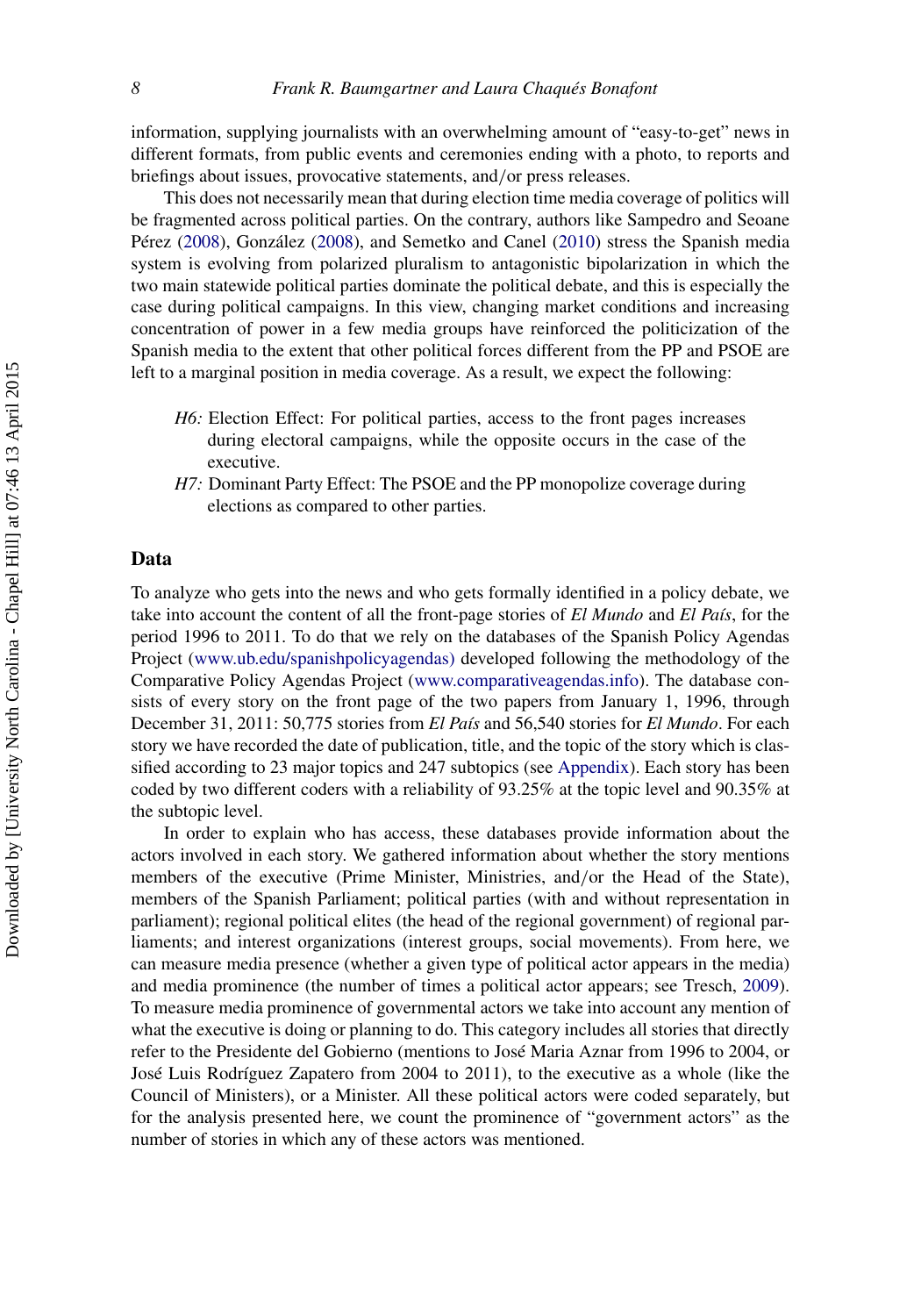information, supplying journalists with an overwhelming amount of "easy-to-get" news in different formats, from public events and ceremonies ending with a photo, to reports and briefings about issues, provocative statements, and/or press releases.

This does not necessarily mean that during election time media coverage of politics will be fragmented across political parties. On the contrary, authors like Sampedro and Seoane Pérez (2008), González (2008), and Semetko and Canel (2010) stress the Spanish media system is evolving from polarized pluralism to antagonistic bipolarization in which the two main statewide political parties dominate the political debate, and this is especially the case during political campaigns. In this view, changing market conditions and increasing concentration of power in a few media groups have reinforced the politicization of the Spanish media to the extent that other political forces different from the PP and PSOE are left to a marginal position in media coverage. As a result, we expect the following:

> *H6:* Election Effect: For political parties, access to the front pages increases during electoral campaigns, while the opposite occurs in the case of the executive.
>
> *H7:* Dominant Party Effect: The PSOE and the PP monopolize coverage during elections as compared to other parties.

## Data

To analyze who gets into the news and who gets formally identified in a policy debate, we take into account the content of all the front-page stories of *El Mundo* and *El País*, for the period 1996 to 2011. To do that we rely on the databases of the Spanish Policy Agendas Project (www.ub.edu/spanishpolicyagendas) developed following the methodology of the Comparative Policy Agendas Project (www.comparativeagendas.info). The database consists of every story on the front page of the two papers from January 1, 1996, through December 31, 2011: 50,775 stories from *El País* and 56,540 stories for *El Mundo*. For each story we have recorded the date of publication, title, and the topic of the story which is classified according to 23 major topics and 247 subtopics (see Appendix). Each story has been coded by two different coders with a reliability of 93.25% at the topic level and 90.35% at the subtopic level.

In order to explain who has access, these databases provide information about the actors involved in each story. We gathered information about whether the story mentions members of the executive (Prime Minister, Ministries, and/or the Head of the State), members of the Spanish Parliament; political parties (with and without representation in parliament); regional political elites (the head of the regional government) of regional parliaments; and interest organizations (interest groups, social movements). From here, we can measure media presence (whether a given type of political actor appears in the media) and media prominence (the number of times a political actor appears; see Tresch, 2009). To measure media prominence of governmental actors we take into account any mention of what the executive is doing or planning to do. This category includes all stories that directly refer to the Presidente del Gobierno (mentions to José Maria Aznar from 1996 to 2004, or José Luis Rodríguez Zapatero from 2004 to 2011), to the executive as a whole (like the Council of Ministers), or a Minister. All these political actors were coded separately, but for the analysis presented here, we count the prominence of "government actors" as the number of stories in which any of these actors was mentioned.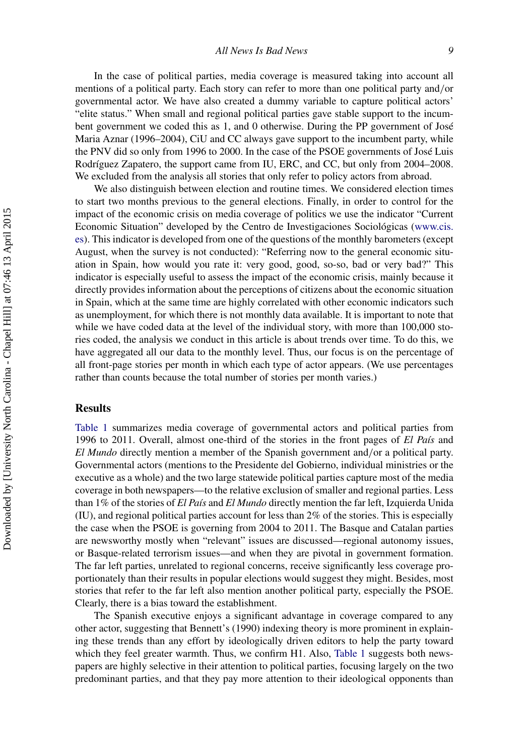In the case of political parties, media coverage is measured taking into account all mentions of a political party. Each story can refer to more than one political party and/or governmental actor. We have also created a dummy variable to capture political actors' "elite status." When small and regional political parties gave stable support to the incumbent government we coded this as 1, and 0 otherwise. During the PP government of José Maria Aznar (1996–2004), CiU and CC always gave support to the incumbent party, while the PNV did so only from 1996 to 2000. In the case of the PSOE governments of José Luis Rodríguez Zapatero, the support came from IU, ERC, and CC, but only from 2004–2008. We excluded from the analysis all stories that only refer to policy actors from abroad.

We also distinguish between election and routine times. We considered election times to start two months previous to the general elections. Finally, in order to control for the impact of the economic crisis on media coverage of politics we use the indicator "Current Economic Situation" developed by the Centro de Investigaciones Sociológicas (www.cis.es). This indicator is developed from one of the questions of the monthly barometers (except August, when the survey is not conducted): "Referring now to the general economic situation in Spain, how would you rate it: very good, good, so-so, bad or very bad?" This indicator is especially useful to assess the impact of the economic crisis, mainly because it directly provides information about the perceptions of citizens about the economic situation in Spain, which at the same time are highly correlated with other economic indicators such as unemployment, for which there is not monthly data available. It is important to note that while we have coded data at the level of the individual story, with more than 100,000 stories coded, the analysis we conduct in this article is about trends over time. To do this, we have aggregated all our data to the monthly level. Thus, our focus is on the percentage of all front-page stories per month in which each type of actor appears. (We use percentages rather than counts because the total number of stories per month varies.)

## Results

Table 1 summarizes media coverage of governmental actors and political parties from 1996 to 2011. Overall, almost one-third of the stories in the front pages of *El País* and *El Mundo* directly mention a member of the Spanish government and/or a political party. Governmental actors (mentions to the Presidente del Gobierno, individual ministries or the executive as a whole) and the two large statewide political parties capture most of the media coverage in both newspapers—to the relative exclusion of smaller and regional parties. Less than 1% of the stories of *El País* and *El Mundo* directly mention the far left, Izquierda Unida (IU), and regional political parties account for less than 2% of the stories. This is especially the case when the PSOE is governing from 2004 to 2011. The Basque and Catalan parties are newsworthy mostly when "relevant" issues are discussed—regional autonomy issues, or Basque-related terrorism issues—and when they are pivotal in government formation. The far left parties, unrelated to regional concerns, receive significantly less coverage proportionately than their results in popular elections would suggest they might. Besides, most stories that refer to the far left also mention another political party, especially the PSOE. Clearly, there is a bias toward the establishment.

The Spanish executive enjoys a significant advantage in coverage compared to any other actor, suggesting that Bennett's (1990) indexing theory is more prominent in explaining these trends than any effort by ideologically driven editors to help the party toward which they feel greater warmth. Thus, we confirm H1. Also, Table 1 suggests both newspapers are highly selective in their attention to political parties, focusing largely on the two predominant parties, and that they pay more attention to their ideological opponents than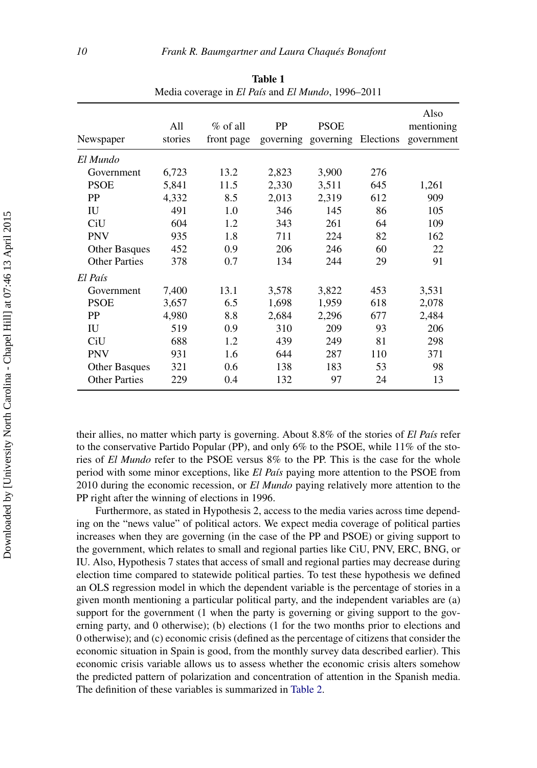**Table 1**
Media coverage in *El País* and *El Mundo*, 1996–2011

| Newspaper | All stories | % of all front page | PP governing | PSOE governing | Elections | Also mentioning government |
|---|---|---|---|---|---|---|
| *El Mundo* | | | | | | |
| Government | 6,723 | 13.2 | 2,823 | 3,900 | 276 | |
| PSOE | 5,841 | 11.5 | 2,330 | 3,511 | 645 | 1,261 |
| PP | 4,332 | 8.5 | 2,013 | 2,319 | 612 | 909 |
| IU | 491 | 1.0 | 346 | 145 | 86 | 105 |
| CiU | 604 | 1.2 | 343 | 261 | 64 | 109 |
| PNV | 935 | 1.8 | 711 | 224 | 82 | 162 |
| Other Basques | 452 | 0.9 | 206 | 246 | 60 | 22 |
| Other Parties | 378 | 0.7 | 134 | 244 | 29 | 91 |
| *El País* | | | | | | |
| Government | 7,400 | 13.1 | 3,578 | 3,822 | 453 | 3,531 |
| PSOE | 3,657 | 6.5 | 1,698 | 1,959 | 618 | 2,078 |
| PP | 4,980 | 8.8 | 2,684 | 2,296 | 677 | 2,484 |
| IU | 519 | 0.9 | 310 | 209 | 93 | 206 |
| CiU | 688 | 1.2 | 439 | 249 | 81 | 298 |
| PNV | 931 | 1.6 | 644 | 287 | 110 | 371 |
| Other Basques | 321 | 0.6 | 138 | 183 | 53 | 98 |
| Other Parties | 229 | 0.4 | 132 | 97 | 24 | 13 |

their allies, no matter which party is governing. About 8.8% of the stories of *El País* refer to the conservative Partido Popular (PP), and only 6% to the PSOE, while 11% of the stories of *El Mundo* refer to the PSOE versus 8% to the PP. This is the case for the whole period with some minor exceptions, like *El País* paying more attention to the PSOE from 2010 during the economic recession, or *El Mundo* paying relatively more attention to the PP right after the winning of elections in 1996.

Furthermore, as stated in Hypothesis 2, access to the media varies across time depending on the "news value" of political actors. We expect media coverage of political parties increases when they are governing (in the case of the PP and PSOE) or giving support to the government, which relates to small and regional parties like CiU, PNV, ERC, BNG, or IU. Also, Hypothesis 7 states that access of small and regional parties may decrease during election time compared to statewide political parties. To test these hypothesis we defined an OLS regression model in which the dependent variable is the percentage of stories in a given month mentioning a particular political party, and the independent variables are (a) support for the government (1 when the party is governing or giving support to the governing party, and 0 otherwise); (b) elections (1 for the two months prior to elections and 0 otherwise); and (c) economic crisis (defined as the percentage of citizens that consider the economic situation in Spain is good, from the monthly survey data described earlier). This economic crisis variable allows us to assess whether the economic crisis alters somehow the predicted pattern of polarization and concentration of attention in the Spanish media. The definition of these variables is summarized in Table 2.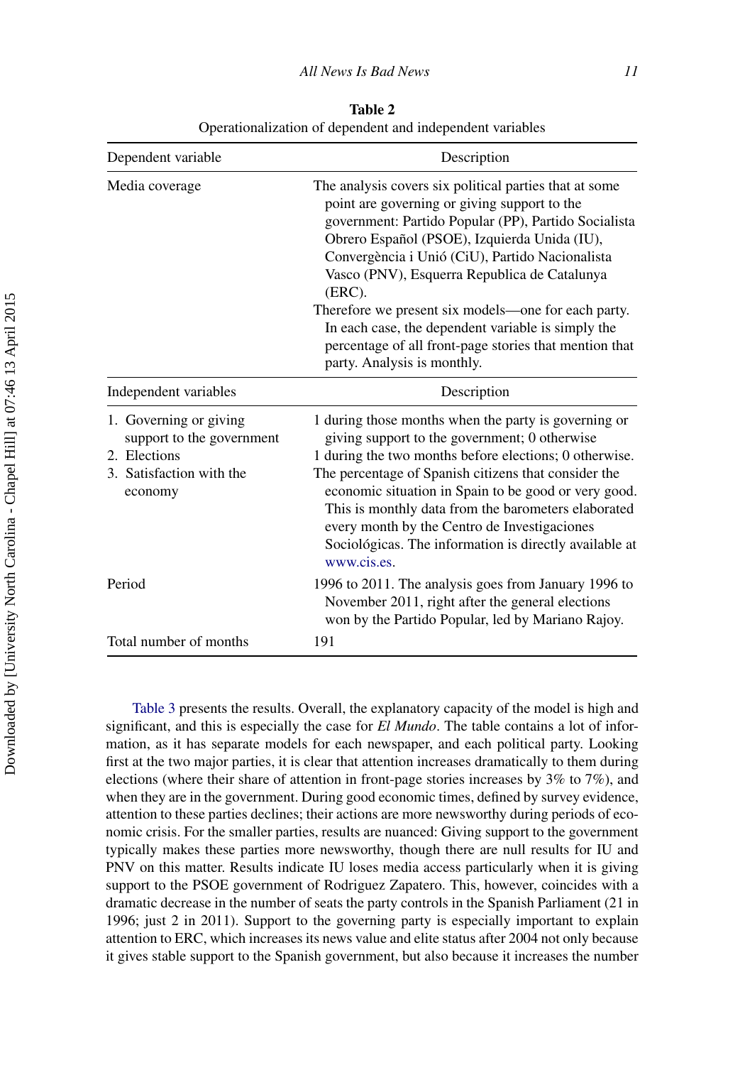**Table 2**
Operationalization of dependent and independent variables

| Dependent variable | Description |
|---|---|
| Media coverage | The analysis covers six political parties that at some point are governing or giving support to the government: Partido Popular (PP), Partido Socialista Obrero Español (PSOE), Izquierda Unida (IU), Convergència i Unió (CiU), Partido Nacionalista Vasco (PNV), Esquerra Republica de Catalunya (ERC). Therefore we present six models—one for each party. In each case, the dependent variable is simply the percentage of all front-page stories that mention that party. Analysis is monthly. |
| **Independent variables** | **Description** |
| 1. Governing or giving support to the government | 1 during those months when the party is governing or giving support to the government; 0 otherwise |
| 2. Elections | 1 during the two months before elections; 0 otherwise. |
| 3. Satisfaction with the economy | The percentage of Spanish citizens that consider the economic situation in Spain to be good or very good. This is monthly data from the barometers elaborated every month by the Centro de Investigaciones Sociológicas. The information is directly available at www.cis.es. |
| Period | 1996 to 2011. The analysis goes from January 1996 to November 2011, right after the general elections won by the Partido Popular, led by Mariano Rajoy. |
| Total number of months | 191 |

Table 3 presents the results. Overall, the explanatory capacity of the model is high and significant, and this is especially the case for *El Mundo*. The table contains a lot of information, as it has separate models for each newspaper, and each political party. Looking first at the two major parties, it is clear that attention increases dramatically to them during elections (where their share of attention in front-page stories increases by 3% to 7%), and when they are in the government. During good economic times, defined by survey evidence, attention to these parties declines; their actions are more newsworthy during periods of economic crisis. For the smaller parties, results are nuanced: Giving support to the government typically makes these parties more newsworthy, though there are null results for IU and PNV on this matter. Results indicate IU loses media access particularly when it is giving support to the PSOE government of Rodriguez Zapatero. This, however, coincides with a dramatic decrease in the number of seats the party controls in the Spanish Parliament (21 in 1996; just 2 in 2011). Support to the governing party is especially important to explain attention to ERC, which increases its news value and elite status after 2004 not only because it gives stable support to the Spanish government, but also because it increases the number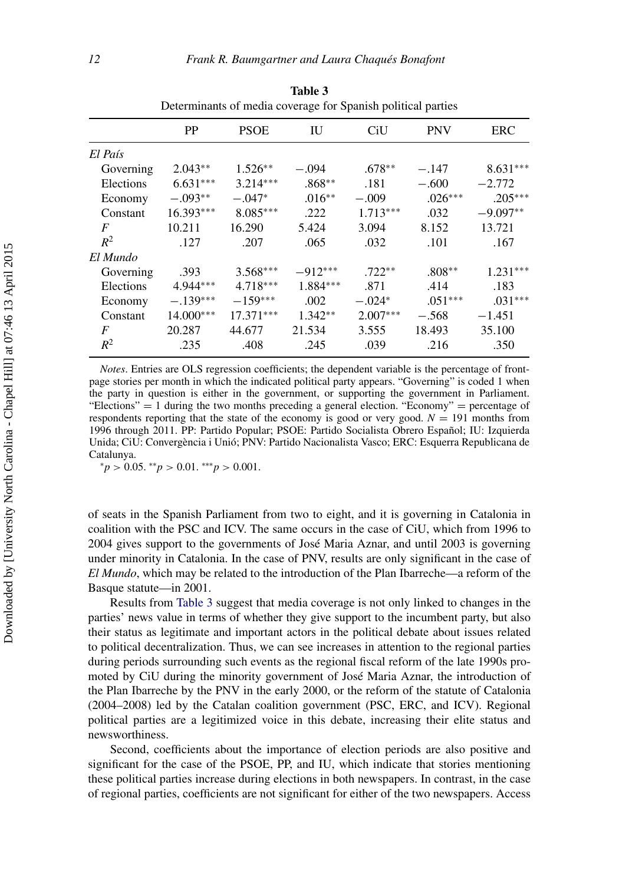**Table 3**
Determinants of media coverage for Spanish political parties

| | PP | PSOE | IU | CiU | PNV | ERC |
|---|---|---|---|---|---|---|
| *El País* | | | | | | |
| Governing | 2.043** | 1.526** | −.094 | .678** | −.147 | 8.631*** |
| Elections | 6.631*** | 3.214*** | .868** | .181 | −.600 | −2.772 |
| Economy | −.093** | −.047* | .016** | −.009 | .026*** | .205*** |
| Constant | 16.393*** | 8.085*** | .222 | 1.713*** | .032 | −9.097** |
| $F$ | 10.211 | 16.290 | 5.424 | 3.094 | 8.152 | 13.721 |
| $R^2$ | .127 | .207 | .065 | .032 | .101 | .167 |
| *El Mundo* | | | | | | |
| Governing | .393 | 3.568*** | −912*** | .722** | .808** | 1.231*** |
| Elections | 4.944*** | 4.718*** | 1.884*** | .871 | .414 | .183 |
| Economy | −.139*** | −159*** | .002 | −.024* | .051*** | .031*** |
| Constant | 14.000*** | 17.371*** | 1.342** | 2.007*** | −.568 | −1.451 |
| $F$ | 20.287 | 44.677 | 21.534 | 3.555 | 18.493 | 35.100 |
| $R^2$ | .235 | .408 | .245 | .039 | .216 | .350 |

*Notes*. Entries are OLS regression coefficients; the dependent variable is the percentage of front-page stories per month in which the indicated political party appears. "Governing" is coded 1 when the party in question is either in the government, or supporting the government in Parliament. "Elections" = 1 during the two months preceding a general election. "Economy" = percentage of respondents reporting that the state of the economy is good or very good. $N = 191$ months from 1996 through 2011. PP: Partido Popular; PSOE: Partido Socialista Obrero Español; IU: Izquierda Unida; CiU: Convergència i Unió; PNV: Partido Nacionalista Vasco; ERC: Esquerra Republicana de Catalunya.

*$p > 0.05$. **$p > 0.01$. ***$p > 0.001$.

of seats in the Spanish Parliament from two to eight, and it is governing in Catalonia in coalition with the PSC and ICV. The same occurs in the case of CiU, which from 1996 to 2004 gives support to the governments of José Maria Aznar, and until 2003 is governing under minority in Catalonia. In the case of PNV, results are only significant in the case of *El Mundo*, which may be related to the introduction of the Plan Ibarreche—a reform of the Basque statute—in 2001.

Results from Table 3 suggest that media coverage is not only linked to changes in the parties' news value in terms of whether they give support to the incumbent party, but also their status as legitimate and important actors in the political debate about issues related to political decentralization. Thus, we can see increases in attention to the regional parties during periods surrounding such events as the regional fiscal reform of the late 1990s promoted by CiU during the minority government of José Maria Aznar, the introduction of the Plan Ibarreche by the PNV in the early 2000, or the reform of the statute of Catalonia (2004–2008) led by the Catalan coalition government (PSC, ERC, and ICV). Regional political parties are a legitimized voice in this debate, increasing their elite status and newsworthiness.

Second, coefficients about the importance of election periods are also positive and significant for the case of the PSOE, PP, and IU, which indicate that stories mentioning these political parties increase during elections in both newspapers. In contrast, in the case of regional parties, coefficients are not significant for either of the two newspapers. Access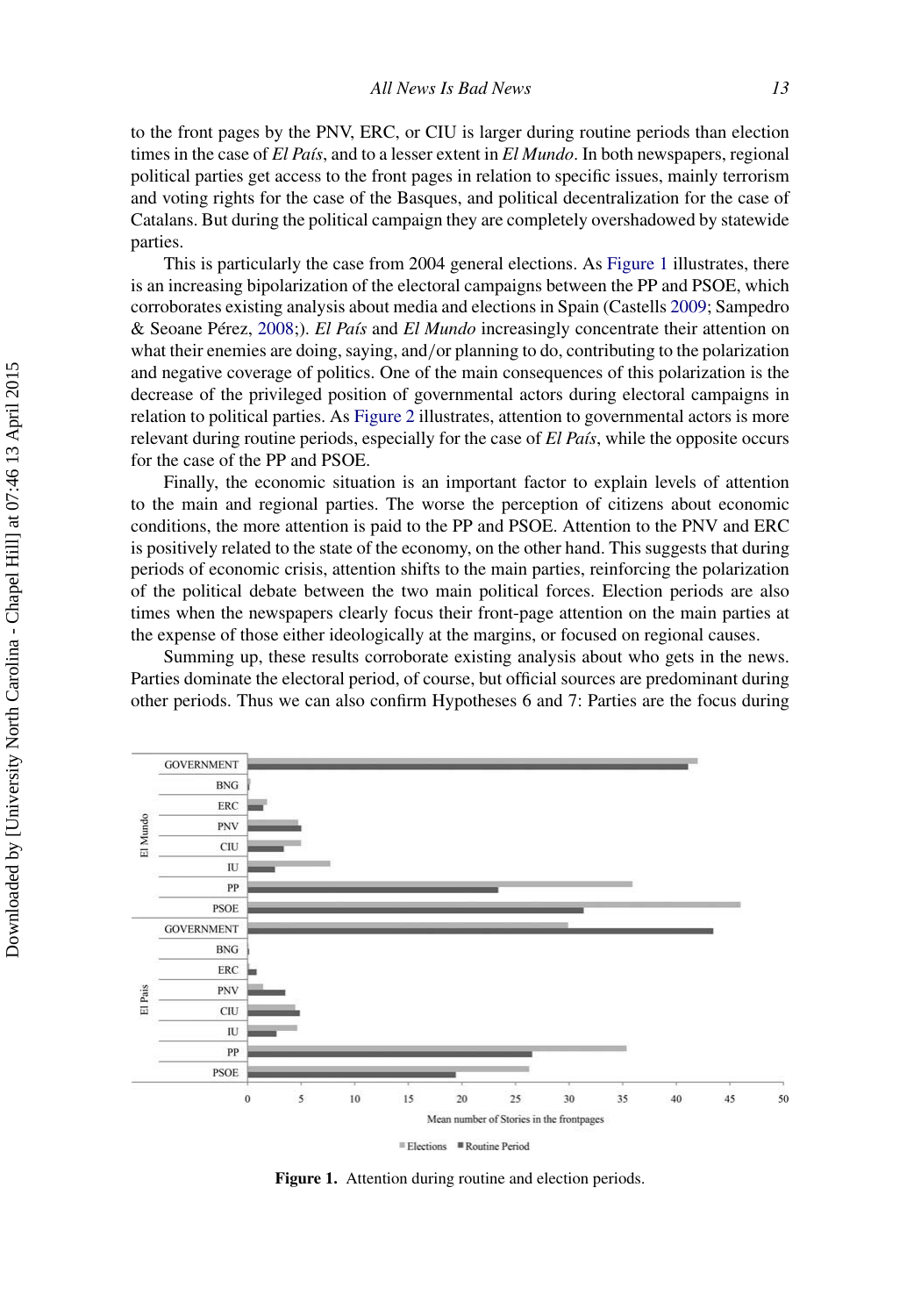to the front pages by the PNV, ERC, or CIU is larger during routine periods than election times in the case of *El País*, and to a lesser extent in *El Mundo*. In both newspapers, regional political parties get access to the front pages in relation to specific issues, mainly terrorism and voting rights for the case of the Basques, and political decentralization for the case of Catalans. But during the political campaign they are completely overshadowed by statewide parties.

This is particularly the case from 2004 general elections. As Figure 1 illustrates, there is an increasing bipolarization of the electoral campaigns between the PP and PSOE, which corroborates existing analysis about media and elections in Spain (Castells 2009; Sampedro & Seoane Pérez, 2008;). *El País* and *El Mundo* increasingly concentrate their attention on what their enemies are doing, saying, and/or planning to do, contributing to the polarization and negative coverage of politics. One of the main consequences of this polarization is the decrease of the privileged position of governmental actors during electoral campaigns in relation to political parties. As Figure 2 illustrates, attention to governmental actors is more relevant during routine periods, especially for the case of *El País*, while the opposite occurs for the case of the PP and PSOE.

Finally, the economic situation is an important factor to explain levels of attention to the main and regional parties. The worse the perception of citizens about economic conditions, the more attention is paid to the PP and PSOE. Attention to the PNV and ERC is positively related to the state of the economy, on the other hand. This suggests that during periods of economic crisis, attention shifts to the main parties, reinforcing the polarization of the political debate between the two main political forces. Election periods are also times when the newspapers clearly focus their front-page attention on the main parties at the expense of those either ideologically at the margins, or focused on regional causes.

Summing up, these results corroborate existing analysis about who gets in the news. Parties dominate the electoral period, of course, but official sources are predominant during other periods. Thus we can also confirm Hypotheses 6 and 7: Parties are the focus during

El Mundo: GOVERNMENT, BNG, ERC, PNV, CIU, IU, PP, PSOE

El Pais: GOVERNMENT, BNG, ERC, PNV, CIU, IU, PP, PSOE

0 5 10 15 20 25 30 35 40 45 50

Mean number of Stories in the frontpages

Elections ■ Routine Period

**Figure 1.** Attention during routine and election periods.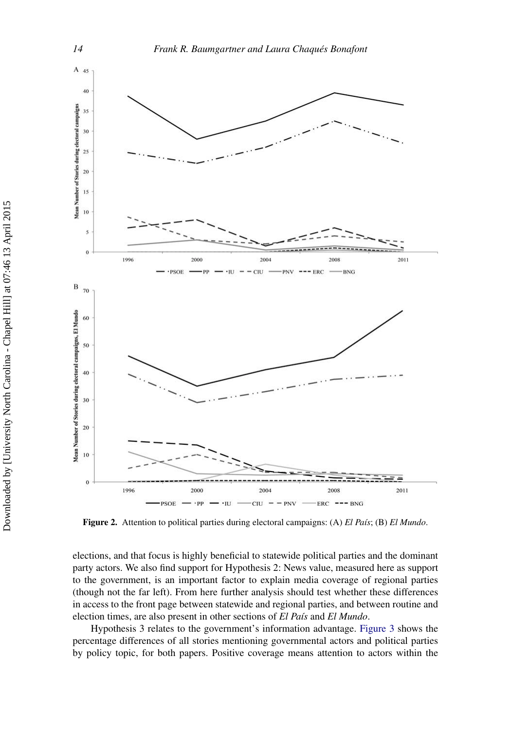**Figure 2.** Attention to political parties during electoral campaigns: (A) *El País*; (B) *El Mundo*.

elections, and that focus is highly beneficial to statewide political parties and the dominant party actors. We also find support for Hypothesis 2: News value, measured here as support to the government, is an important factor to explain media coverage of regional parties (though not the far left). From here further analysis should test whether these differences in access to the front page between statewide and regional parties, and between routine and election times, are also present in other sections of *El País* and *El Mundo*.

Hypothesis 3 relates to the government's information advantage. Figure 3 shows the percentage differences of all stories mentioning governmental actors and political parties by policy topic, for both papers. Positive coverage means attention to actors within the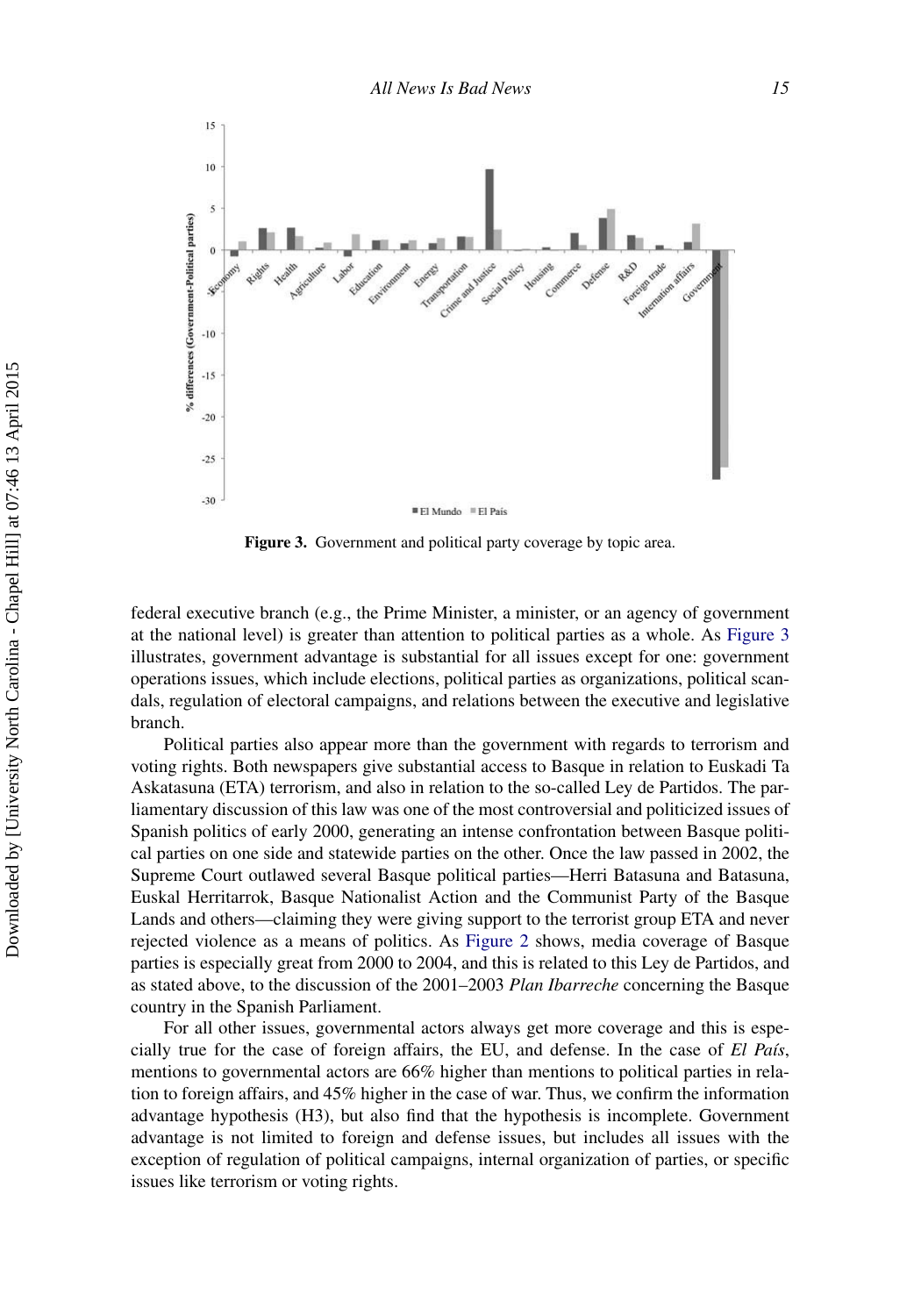**Figure 3.** Government and political party coverage by topic area.

federal executive branch (e.g., the Prime Minister, a minister, or an agency of government at the national level) is greater than attention to political parties as a whole. As Figure 3 illustrates, government advantage is substantial for all issues except for one: government operations issues, which include elections, political parties as organizations, political scandals, regulation of electoral campaigns, and relations between the executive and legislative branch.

Political parties also appear more than the government with regards to terrorism and voting rights. Both newspapers give substantial access to Basque in relation to Euskadi Ta Askatasuna (ETA) terrorism, and also in relation to the so-called Ley de Partidos. The parliamentary discussion of this law was one of the most controversial and politicized issues of Spanish politics of early 2000, generating an intense confrontation between Basque political parties on one side and statewide parties on the other. Once the law passed in 2002, the Supreme Court outlawed several Basque political parties—Herri Batasuna and Batasuna, Euskal Herritarrok, Basque Nationalist Action and the Communist Party of the Basque Lands and others—claiming they were giving support to the terrorist group ETA and never rejected violence as a means of politics. As Figure 2 shows, media coverage of Basque parties is especially great from 2000 to 2004, and this is related to this Ley de Partidos, and as stated above, to the discussion of the 2001–2003 *Plan Ibarreche* concerning the Basque country in the Spanish Parliament.

For all other issues, governmental actors always get more coverage and this is especially true for the case of foreign affairs, the EU, and defense. In the case of *El País*, mentions to governmental actors are 66% higher than mentions to political parties in relation to foreign affairs, and 45% higher in the case of war. Thus, we confirm the information advantage hypothesis (H3), but also find that the hypothesis is incomplete. Government advantage is not limited to foreign and defense issues, but includes all issues with the exception of regulation of political campaigns, internal organization of parties, or specific issues like terrorism or voting rights.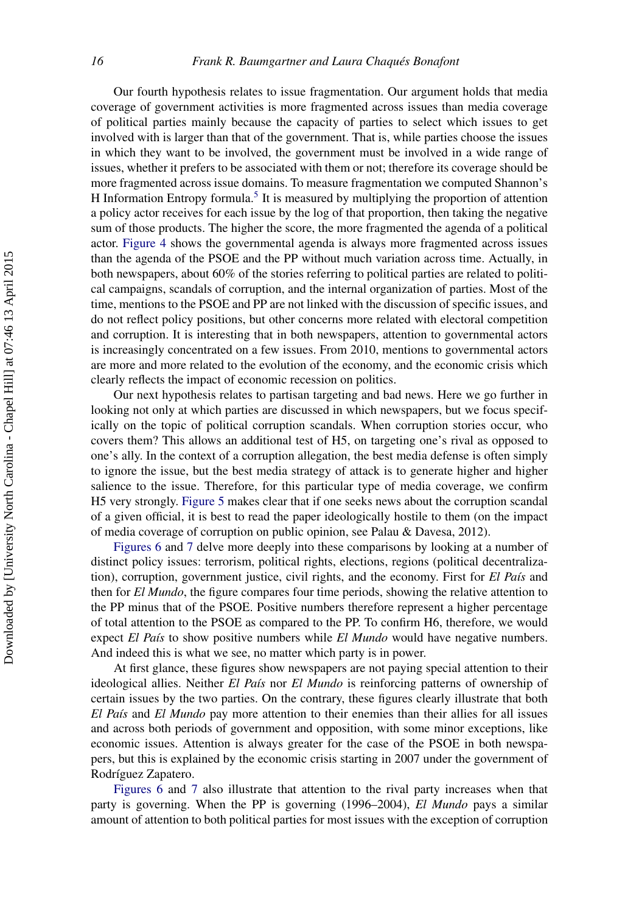Our fourth hypothesis relates to issue fragmentation. Our argument holds that media coverage of government activities is more fragmented across issues than media coverage of political parties mainly because the capacity of parties to select which issues to get involved with is larger than that of the government. That is, while parties choose the issues in which they want to be involved, the government must be involved in a wide range of issues, whether it prefers to be associated with them or not; therefore its coverage should be more fragmented across issue domains. To measure fragmentation we computed Shannon's H Information Entropy formula.[5] It is measured by multiplying the proportion of attention a policy actor receives for each issue by the log of that proportion, then taking the negative sum of those products. The higher the score, the more fragmented the agenda of a political actor. Figure 4 shows the governmental agenda is always more fragmented across issues than the agenda of the PSOE and the PP without much variation across time. Actually, in both newspapers, about 60% of the stories referring to political parties are related to political campaigns, scandals of corruption, and the internal organization of parties. Most of the time, mentions to the PSOE and PP are not linked with the discussion of specific issues, and do not reflect policy positions, but other concerns more related with electoral competition and corruption. It is interesting that in both newspapers, attention to governmental actors is increasingly concentrated on a few issues. From 2010, mentions to governmental actors are more and more related to the evolution of the economy, and the economic crisis which clearly reflects the impact of economic recession on politics.

Our next hypothesis relates to partisan targeting and bad news. Here we go further in looking not only at which parties are discussed in which newspapers, but we focus specifically on the topic of political corruption scandals. When corruption stories occur, who covers them? This allows an additional test of H5, on targeting one's rival as opposed to one's ally. In the context of a corruption allegation, the best media defense is often simply to ignore the issue, but the best media strategy of attack is to generate higher and higher salience to the issue. Therefore, for this particular type of media coverage, we confirm H5 very strongly. Figure 5 makes clear that if one seeks news about the corruption scandal of a given official, it is best to read the paper ideologically hostile to them (on the impact of media coverage of corruption on public opinion, see Palau & Davesa, 2012).

Figures 6 and 7 delve more deeply into these comparisons by looking at a number of distinct policy issues: terrorism, political rights, elections, regions (political decentralization), corruption, government justice, civil rights, and the economy. First for *El País* and then for *El Mundo*, the figure compares four time periods, showing the relative attention to the PP minus that of the PSOE. Positive numbers therefore represent a higher percentage of total attention to the PSOE as compared to the PP. To confirm H6, therefore, we would expect *El País* to show positive numbers while *El Mundo* would have negative numbers. And indeed this is what we see, no matter which party is in power.

At first glance, these figures show newspapers are not paying special attention to their ideological allies. Neither *El País* nor *El Mundo* is reinforcing patterns of ownership of certain issues by the two parties. On the contrary, these figures clearly illustrate that both *El País* and *El Mundo* pay more attention to their enemies than their allies for all issues and across both periods of government and opposition, with some minor exceptions, like economic issues. Attention is always greater for the case of the PSOE in both newspapers, but this is explained by the economic crisis starting in 2007 under the government of Rodríguez Zapatero.

Figures 6 and 7 also illustrate that attention to the rival party increases when that party is governing. When the PP is governing (1996–2004), *El Mundo* pays a similar amount of attention to both political parties for most issues with the exception of corruption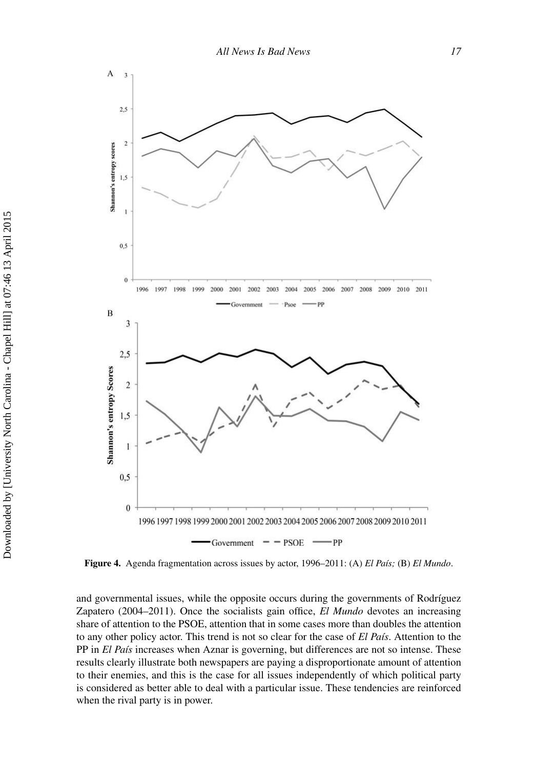**Figure 4.** Agenda fragmentation across issues by actor, 1996–2011: (A) *El País;* (B) *El Mundo*.

and governmental issues, while the opposite occurs during the governments of Rodríguez Zapatero (2004–2011). Once the socialists gain office, *El Mundo* devotes an increasing share of attention to the PSOE, attention that in some cases more than doubles the attention to any other policy actor. This trend is not so clear for the case of *El País*. Attention to the PP in *El País* increases when Aznar is governing, but differences are not so intense. These results clearly illustrate both newspapers are paying a disproportionate amount of attention to their enemies, and this is the case for all issues independently of which political party is considered as better able to deal with a particular issue. These tendencies are reinforced when the rival party is in power.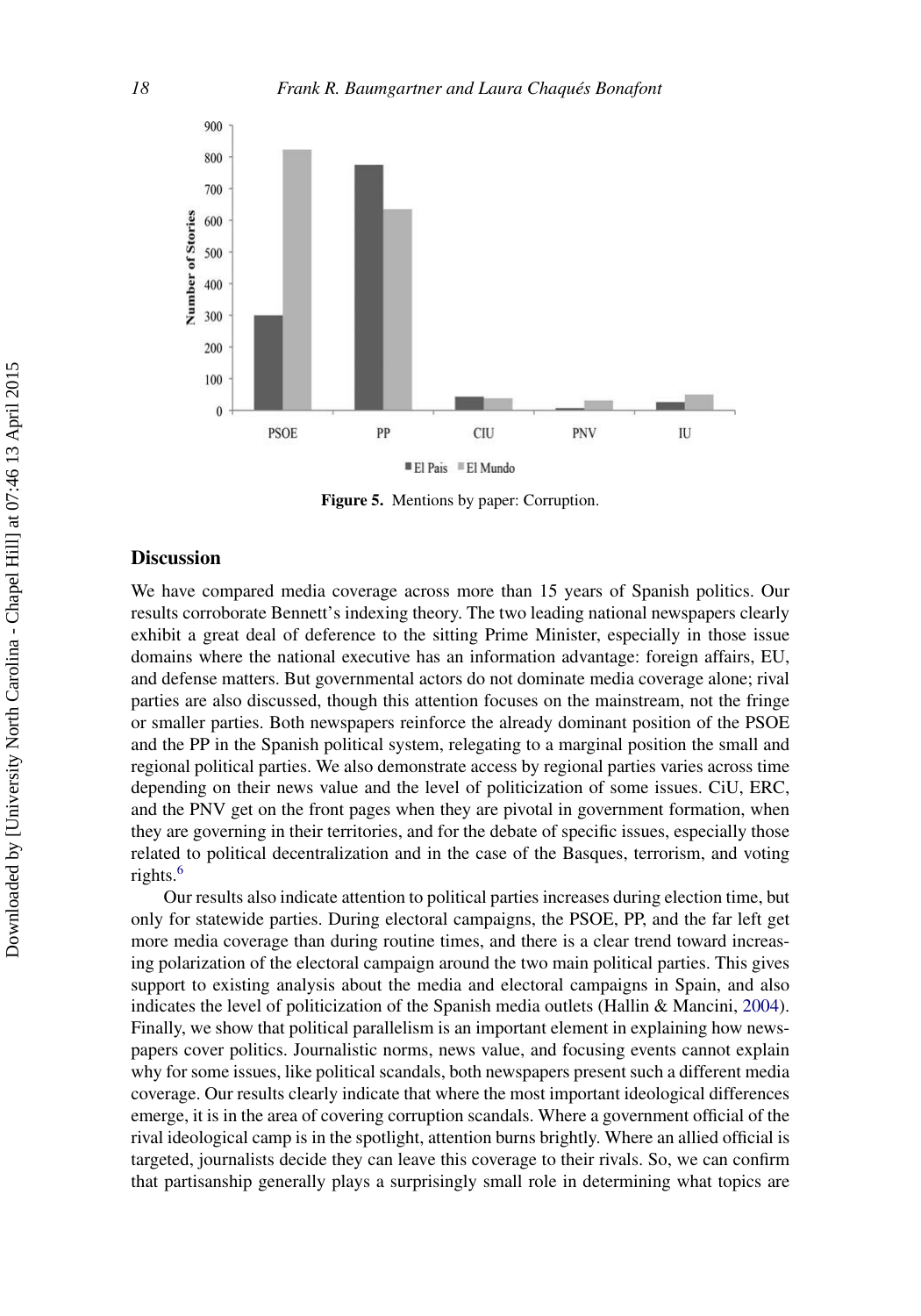900
800
700
600
500
400
300
200
100
0

Number of Stories

PSOE
PP
CIU
PNV
IU

El Pais
El Mundo

**Figure 5.** Mentions by paper: Corruption.

## Discussion

We have compared media coverage across more than 15 years of Spanish politics. Our results corroborate Bennett's indexing theory. The two leading national newspapers clearly exhibit a great deal of deference to the sitting Prime Minister, especially in those issue domains where the national executive has an information advantage: foreign affairs, EU, and defense matters. But governmental actors do not dominate media coverage alone; rival parties are also discussed, though this attention focuses on the mainstream, not the fringe or smaller parties. Both newspapers reinforce the already dominant position of the PSOE and the PP in the Spanish political system, relegating to a marginal position the small and regional political parties. We also demonstrate access by regional parties varies across time depending on their news value and the level of politicization of some issues. CiU, ERC, and the PNV get on the front pages when they are pivotal in government formation, when they are governing in their territories, and for the debate of specific issues, especially those related to political decentralization and in the case of the Basques, terrorism, and voting rights.[6]

Our results also indicate attention to political parties increases during election time, but only for statewide parties. During electoral campaigns, the PSOE, PP, and the far left get more media coverage than during routine times, and there is a clear trend toward increasing polarization of the electoral campaign around the two main political parties. This gives support to existing analysis about the media and electoral campaigns in Spain, and also indicates the level of politicization of the Spanish media outlets (Hallin & Mancini, 2004). Finally, we show that political parallelism is an important element in explaining how newspapers cover politics. Journalistic norms, news value, and focusing events cannot explain why for some issues, like political scandals, both newspapers present such a different media coverage. Our results clearly indicate that where the most important ideological differences emerge, it is in the area of covering corruption scandals. Where a government official of the rival ideological camp is in the spotlight, attention burns brightly. Where an allied official is targeted, journalists decide they can leave this coverage to their rivals. So, we can confirm that partisanship generally plays a surprisingly small role in determining what topics are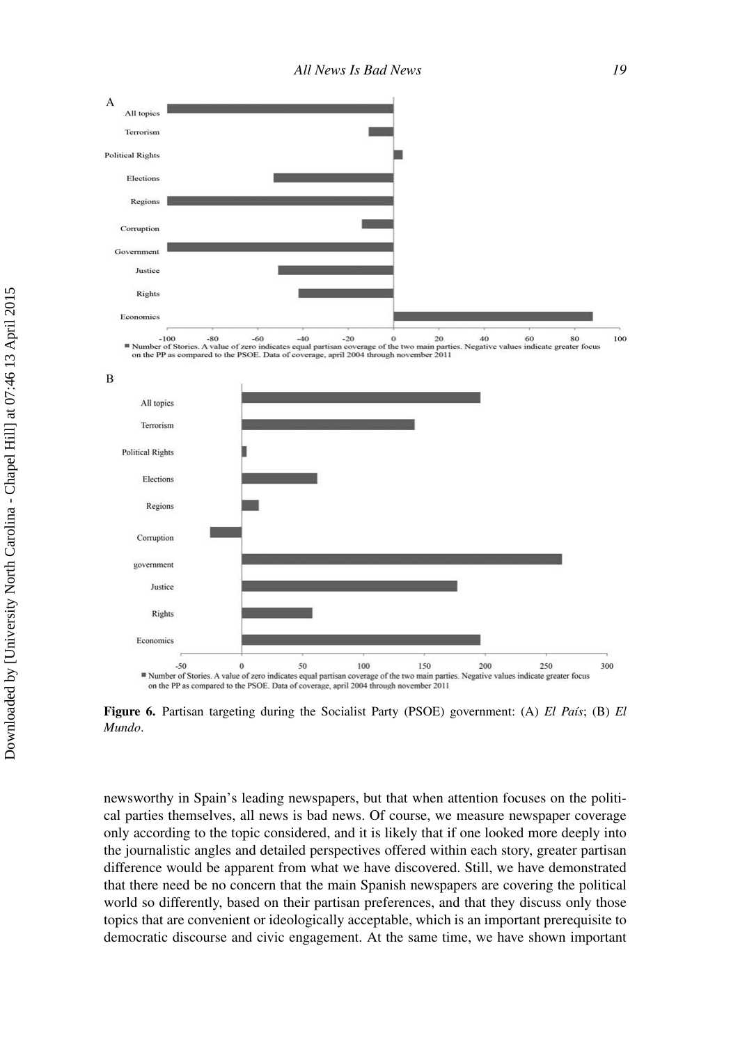**Figure 6.** Partisan targeting during the Socialist Party (PSOE) government: (A) *El País*; (B) *El Mundo*.

newsworthy in Spain's leading newspapers, but that when attention focuses on the political parties themselves, all news is bad news. Of course, we measure newspaper coverage only according to the topic considered, and it is likely that if one looked more deeply into the journalistic angles and detailed perspectives offered within each story, greater partisan difference would be apparent from what we have discovered. Still, we have demonstrated that there need be no concern that the main Spanish newspapers are covering the political world so differently, based on their partisan preferences, and that they discuss only those topics that are convenient or ideologically acceptable, which is an important prerequisite to democratic discourse and civic engagement. At the same time, we have shown important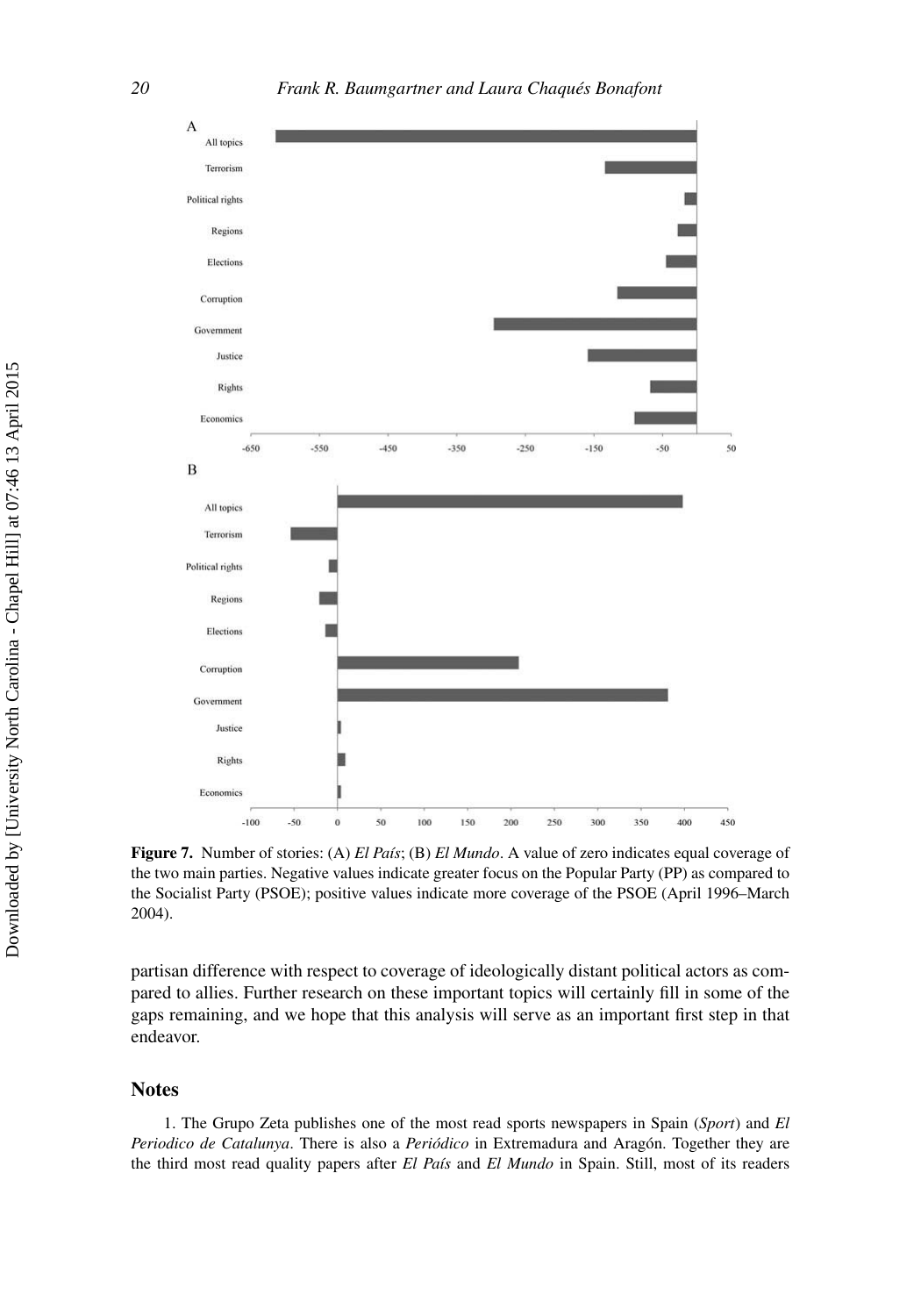**Figure 7.** Number of stories: (A) *El País*; (B) *El Mundo*. A value of zero indicates equal coverage of the two main parties. Negative values indicate greater focus on the Popular Party (PP) as compared to the Socialist Party (PSOE); positive values indicate more coverage of the PSOE (April 1996–March 2004).

partisan difference with respect to coverage of ideologically distant political actors as compared to allies. Further research on these important topics will certainly fill in some of the gaps remaining, and we hope that this analysis will serve as an important first step in that endeavor.

## Notes

1. The Grupo Zeta publishes one of the most read sports newspapers in Spain (*Sport*) and *El Periodico de Catalunya*. There is also a *Periódico* in Extremadura and Aragón. Together they are the third most read quality papers after *El País* and *El Mundo* in Spain. Still, most of its readers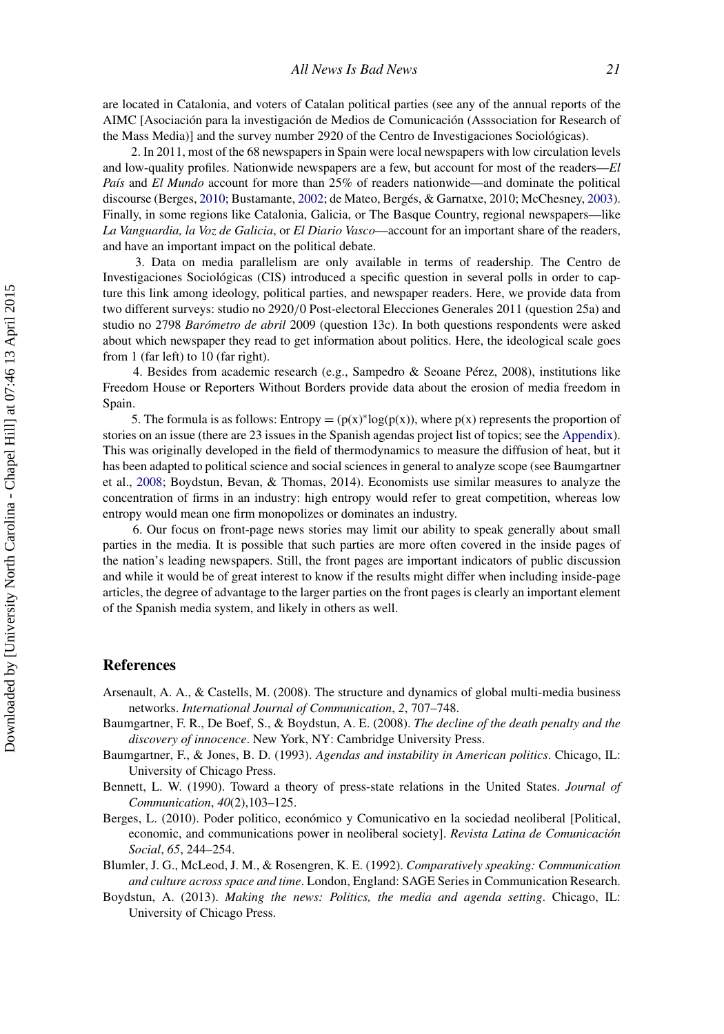are located in Catalonia, and voters of Catalan political parties (see any of the annual reports of the AIMC [Asociación para la investigación de Medios de Comunicación (Asssociation for Research of the Mass Media)] and the survey number 2920 of the Centro de Investigaciones Sociológicas).

2. In 2011, most of the 68 newspapers in Spain were local newspapers with low circulation levels and low-quality profiles. Nationwide newspapers are a few, but account for most of the readers—*El País* and *El Mundo* account for more than 25% of readers nationwide—and dominate the political discourse (Berges, 2010; Bustamante, 2002; de Mateo, Bergés, & Garnatxe, 2010; McChesney, 2003). Finally, in some regions like Catalonia, Galicia, or The Basque Country, regional newspapers—like *La Vanguardia, la Voz de Galicia*, or *El Diario Vasco*—account for an important share of the readers, and have an important impact on the political debate.

3. Data on media parallelism are only available in terms of readership. The Centro de Investigaciones Sociológicas (CIS) introduced a specific question in several polls in order to capture this link among ideology, political parties, and newspaper readers. Here, we provide data from two different surveys: studio no 2920/0 Post-electoral Elecciones Generales 2011 (question 25a) and studio no 2798 *Barómetro de abril* 2009 (question 13c). In both questions respondents were asked about which newspaper they read to get information about politics. Here, the ideological scale goes from 1 (far left) to 10 (far right).

4. Besides from academic research (e.g., Sampedro & Seoane Pérez, 2008), institutions like Freedom House or Reporters Without Borders provide data about the erosion of media freedom in Spain.

5. The formula is as follows: Entropy = $(p(x)^{*}\log(p(x))$, where p(x) represents the proportion of stories on an issue (there are 23 issues in the Spanish agendas project list of topics; see the Appendix). This was originally developed in the field of thermodynamics to measure the diffusion of heat, but it has been adapted to political science and social sciences in general to analyze scope (see Baumgartner et al., 2008; Boydstun, Bevan, & Thomas, 2014). Economists use similar measures to analyze the concentration of firms in an industry: high entropy would refer to great competition, whereas low entropy would mean one firm monopolizes or dominates an industry.

6. Our focus on front-page news stories may limit our ability to speak generally about small parties in the media. It is possible that such parties are more often covered in the inside pages of the nation's leading newspapers. Still, the front pages are important indicators of public discussion and while it would be of great interest to know if the results might differ when including inside-page articles, the degree of advantage to the larger parties on the front pages is clearly an important element of the Spanish media system, and likely in others as well.

## References

Arsenault, A. A., & Castells, M. (2008). The structure and dynamics of global multi-media business networks. *International Journal of Communication*, *2*, 707–748.

Baumgartner, F. R., De Boef, S., & Boydstun, A. E. (2008). *The decline of the death penalty and the discovery of innocence*. New York, NY: Cambridge University Press.

Baumgartner, F., & Jones, B. D. (1993). *Agendas and instability in American politics*. Chicago, IL: University of Chicago Press.

Bennett, L. W. (1990). Toward a theory of press-state relations in the United States. *Journal of Communication*, *40*(2),103–125.

Berges, L. (2010). Poder politico, económico y Comunicativo en la sociedad neoliberal [Political, economic, and communications power in neoliberal society]. *Revista Latina de Comunicación Social*, *65*, 244–254.

Blumler, J. G., McLeod, J. M., & Rosengren, K. E. (1992). *Comparatively speaking: Communication and culture across space and time*. London, England: SAGE Series in Communication Research.

Boydstun, A. (2013). *Making the news: Politics, the media and agenda setting*. Chicago, IL: University of Chicago Press.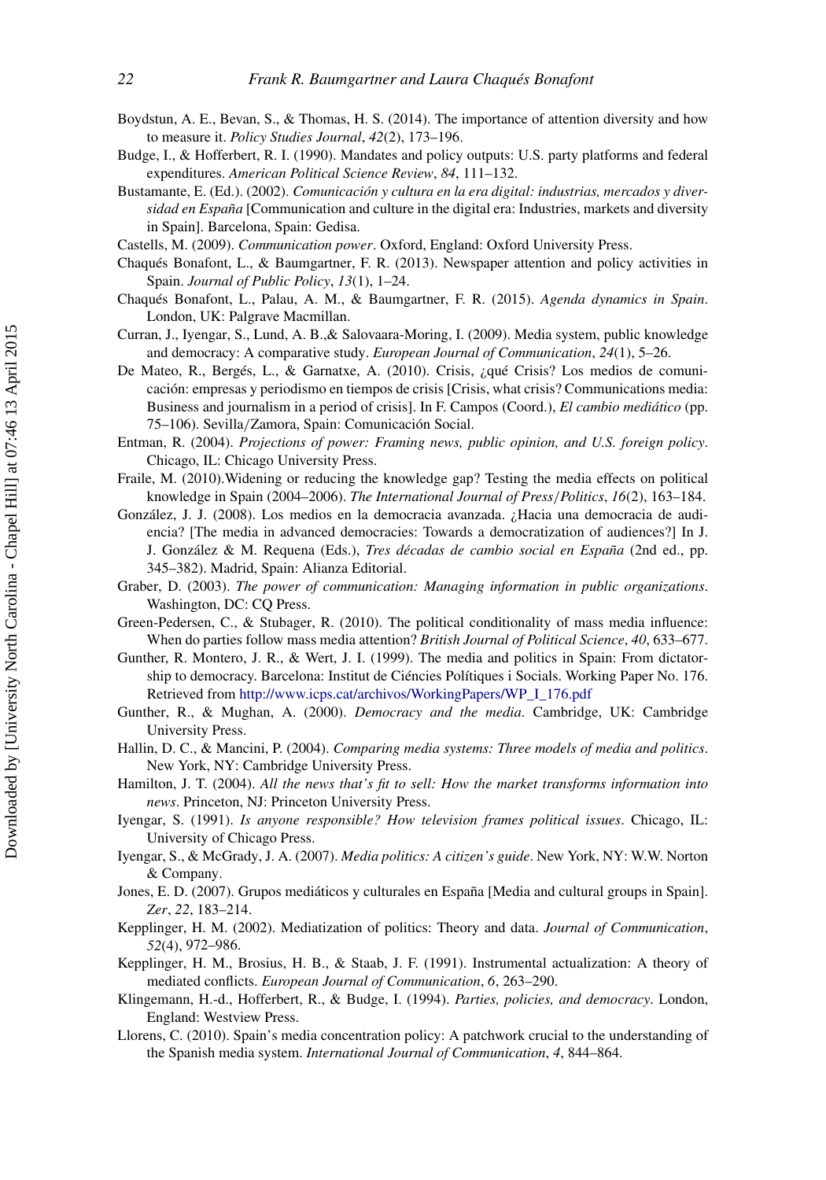Boydstun, A. E., Bevan, S., & Thomas, H. S. (2014). The importance of attention diversity and how to measure it. *Policy Studies Journal*, *42*(2), 173–196.

Budge, I., & Hofferbert, R. I. (1990). Mandates and policy outputs: U.S. party platforms and federal expenditures. *American Political Science Review*, *84*, 111–132.

Bustamante, E. (Ed.). (2002). *Comunicación y cultura en la era digital: industrias, mercados y diversidad en España* [Communication and culture in the digital era: Industries, markets and diversity in Spain]. Barcelona, Spain: Gedisa.

Castells, M. (2009). *Communication power*. Oxford, England: Oxford University Press.

Chaqués Bonafont, L., & Baumgartner, F. R. (2013). Newspaper attention and policy activities in Spain. *Journal of Public Policy*, *13*(1), 1–24.

Chaqués Bonafont, L., Palau, A. M., & Baumgartner, F. R. (2015). *Agenda dynamics in Spain*. London, UK: Palgrave Macmillan.

Curran, J., Iyengar, S., Lund, A. B.,& Salovaara-Moring, I. (2009). Media system, public knowledge and democracy: A comparative study. *European Journal of Communication*, *24*(1), 5–26.

De Mateo, R., Bergés, L., & Garnatxe, A. (2010). Crisis, ¿qué Crisis? Los medios de comunicación: empresas y periodismo en tiempos de crisis [Crisis, what crisis? Communications media: Business and journalism in a period of crisis]. In F. Campos (Coord.), *El cambio mediático* (pp. 75–106). Sevilla/Zamora, Spain: Comunicación Social.

Entman, R. (2004). *Projections of power: Framing news, public opinion, and U.S. foreign policy*. Chicago, IL: Chicago University Press.

Fraile, M. (2010).Widening or reducing the knowledge gap? Testing the media effects on political knowledge in Spain (2004–2006). *The International Journal of Press/Politics*, *16*(2), 163–184.

González, J. J. (2008). Los medios en la democracia avanzada. ¿Hacia una democracia de audiencia? [The media in advanced democracies: Towards a democratization of audiences?] In J. J. González & M. Requena (Eds.), *Tres décadas de cambio social en España* (2nd ed., pp. 345–382). Madrid, Spain: Alianza Editorial.

Graber, D. (2003). *The power of communication: Managing information in public organizations*. Washington, DC: CQ Press.

Green-Pedersen, C., & Stubager, R. (2010). The political conditionality of mass media influence: When do parties follow mass media attention? *British Journal of Political Science*, *40*, 633–677.

Gunther, R. Montero, J. R., & Wert, J. I. (1999). The media and politics in Spain: From dictatorship to democracy. Barcelona: Institut de Ciéncies Polítiques i Socials. Working Paper No. 176. Retrieved from http://www.icps.cat/archivos/WorkingPapers/WP_I_176.pdf

Gunther, R., & Mughan, A. (2000). *Democracy and the media*. Cambridge, UK: Cambridge University Press.

Hallin, D. C., & Mancini, P. (2004). *Comparing media systems: Three models of media and politics*. New York, NY: Cambridge University Press.

Hamilton, J. T. (2004). *All the news that's fit to sell: How the market transforms information into news*. Princeton, NJ: Princeton University Press.

Iyengar, S. (1991). *Is anyone responsible? How television frames political issues*. Chicago, IL: University of Chicago Press.

Iyengar, S., & McGrady, J. A. (2007). *Media politics: A citizen's guide*. New York, NY: W.W. Norton & Company.

Jones, E. D. (2007). Grupos mediáticos y culturales en España [Media and cultural groups in Spain]. *Zer*, *22*, 183–214.

Kepplinger, H. M. (2002). Mediatization of politics: Theory and data. *Journal of Communication*, *52*(4), 972–986.

Kepplinger, H. M., Brosius, H. B., & Staab, J. F. (1991). Instrumental actualization: A theory of mediated conflicts. *European Journal of Communication*, *6*, 263–290.

Klingemann, H.-d., Hofferbert, R., & Budge, I. (1994). *Parties, policies, and democracy*. London, England: Westview Press.

Llorens, C. (2010). Spain's media concentration policy: A patchwork crucial to the understanding of the Spanish media system. *International Journal of Communication*, *4*, 844–864.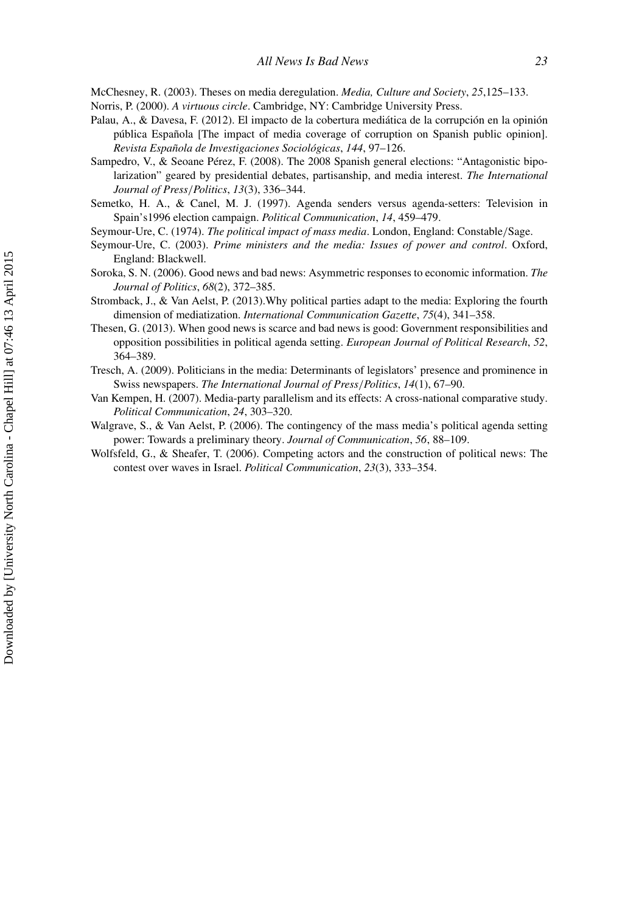McChesney, R. (2003). Theses on media deregulation. *Media, Culture and Society*, *25*,125–133.

Norris, P. (2000). *A virtuous circle*. Cambridge, NY: Cambridge University Press.

Palau, A., & Davesa, F. (2012). El impacto de la cobertura mediática de la corrupción en la opinión pública Española [The impact of media coverage of corruption on Spanish public opinion]. *Revista Española de Investigaciones Sociológicas*, *144*, 97–126.

Sampedro, V., & Seoane Pérez, F. (2008). The 2008 Spanish general elections: "Antagonistic bipolarization" geared by presidential debates, partisanship, and media interest. *The International Journal of Press/Politics*, *13*(3), 336–344.

Semetko, H. A., & Canel, M. J. (1997). Agenda senders versus agenda-setters: Television in Spain's1996 election campaign. *Political Communication*, *14*, 459–479.

Seymour-Ure, C. (1974). *The political impact of mass media*. London, England: Constable/Sage.

Seymour-Ure, C. (2003). *Prime ministers and the media: Issues of power and control*. Oxford, England: Blackwell.

Soroka, S. N. (2006). Good news and bad news: Asymmetric responses to economic information. *The Journal of Politics*, *68*(2), 372–385.

Stromback, J., & Van Aelst, P. (2013).Why political parties adapt to the media: Exploring the fourth dimension of mediatization. *International Communication Gazette*, *75*(4), 341–358.

Thesen, G. (2013). When good news is scarce and bad news is good: Government responsibilities and opposition possibilities in political agenda setting. *European Journal of Political Research*, *52*, 364–389.

Tresch, A. (2009). Politicians in the media: Determinants of legislators' presence and prominence in Swiss newspapers. *The International Journal of Press/Politics*, *14*(1), 67–90.

Van Kempen, H. (2007). Media-party parallelism and its effects: A cross-national comparative study. *Political Communication*, *24*, 303–320.

Walgrave, S., & Van Aelst, P. (2006). The contingency of the mass media's political agenda setting power: Towards a preliminary theory. *Journal of Communication*, *56*, 88–109.

Wolfsfeld, G., & Sheafer, T. (2006). Competing actors and the construction of political news: The contest over waves in Israel. *Political Communication*, *23*(3), 333–354.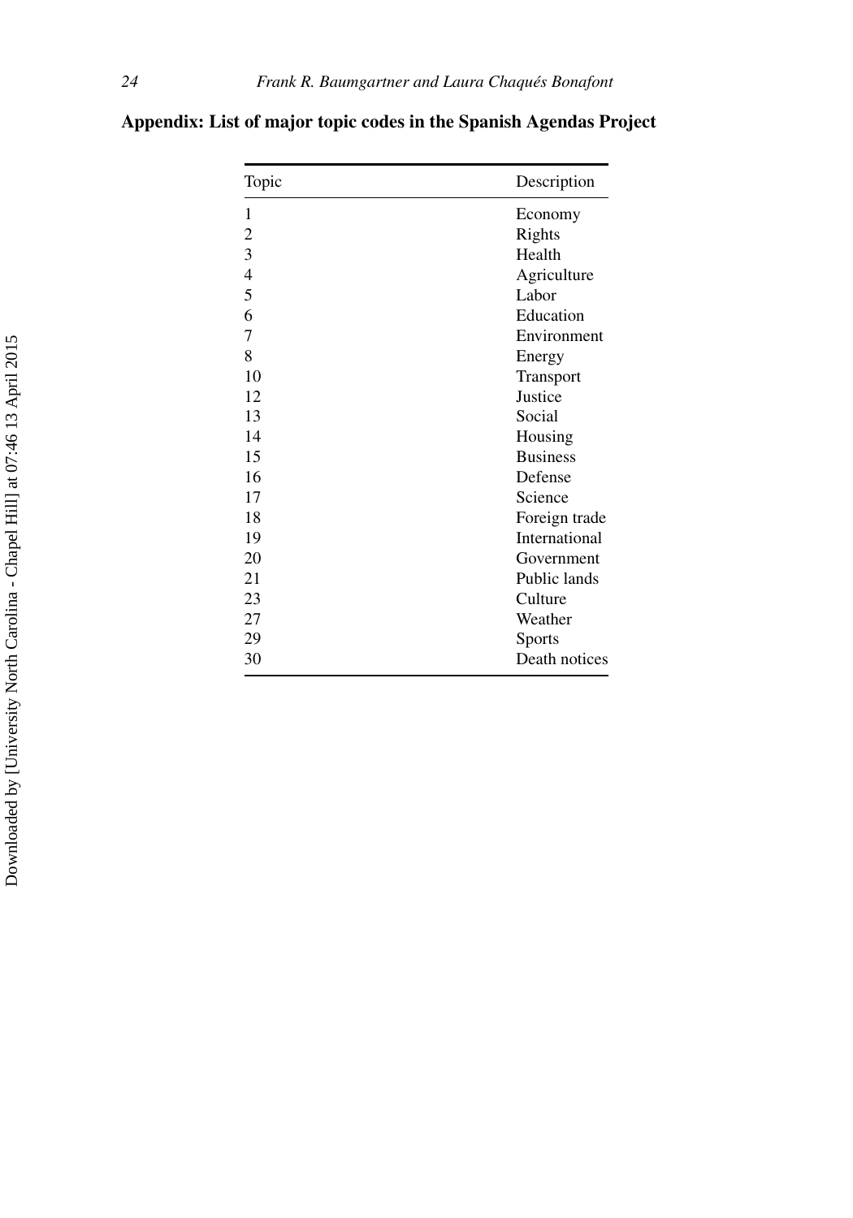## Appendix: List of major topic codes in the Spanish Agendas Project

| Topic | Description |
|---|---|
| 1 | Economy |
| 2 | Rights |
| 3 | Health |
| 4 | Agriculture |
| 5 | Labor |
| 6 | Education |
| 7 | Environment |
| 8 | Energy |
| 10 | Transport |
| 12 | Justice |
| 13 | Social |
| 14 | Housing |
| 15 | Business |
| 16 | Defense |
| 17 | Science |
| 18 | Foreign trade |
| 19 | International |
| 20 | Government |
| 21 | Public lands |
| 23 | Culture |
| 27 | Weather |
| 29 | Sports |
| 30 | Death notices |